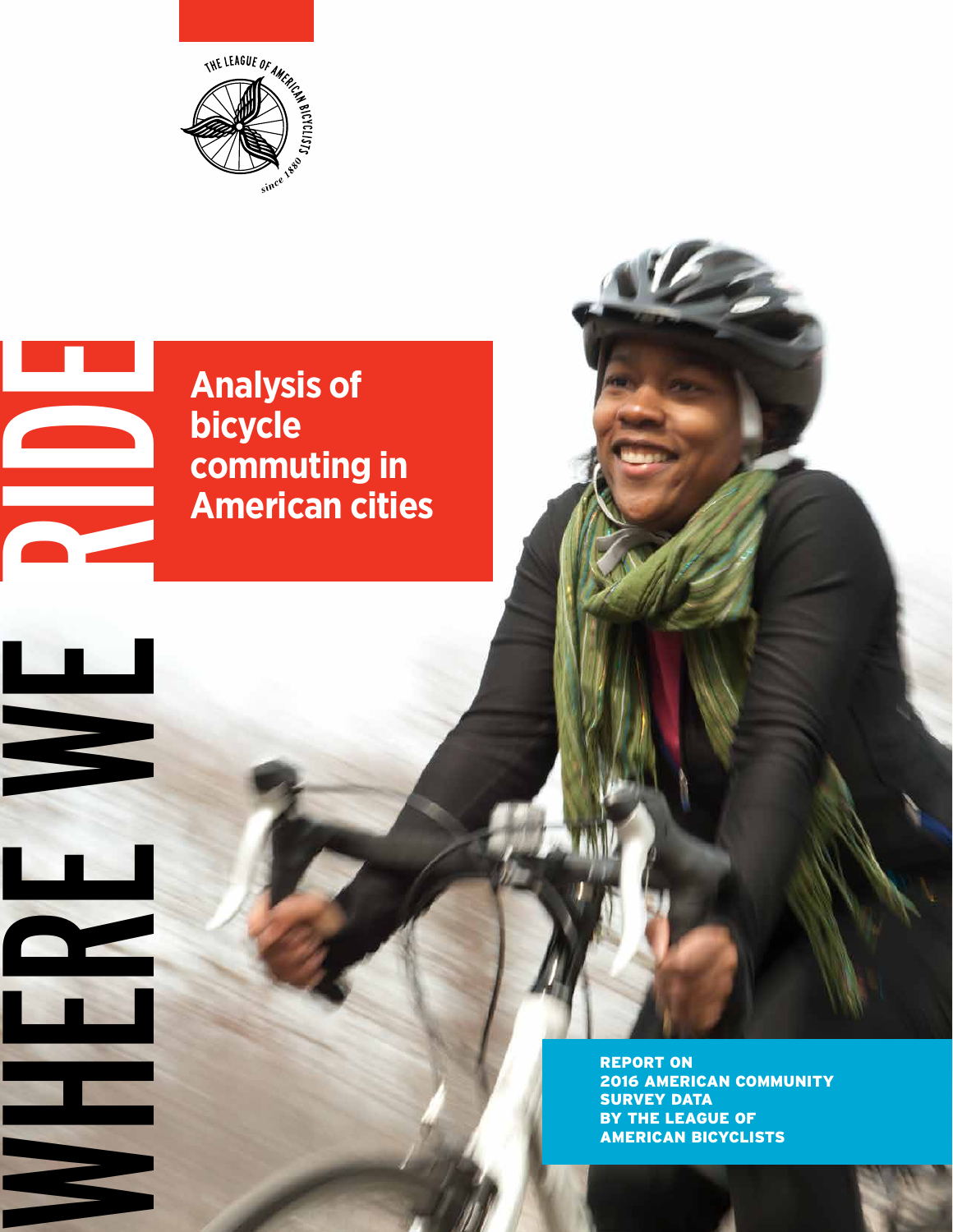THE LEAGUE OF AMERICAN BICYCLISTS since 1880

# WHERE WE RIDE

## Analysis of bicycle commuting in American cities

REPORT ON 2016 AMERICAN COMMUNITY SURVEY DATA BY THE LEAGUE OF AMERICAN BICYCLISTS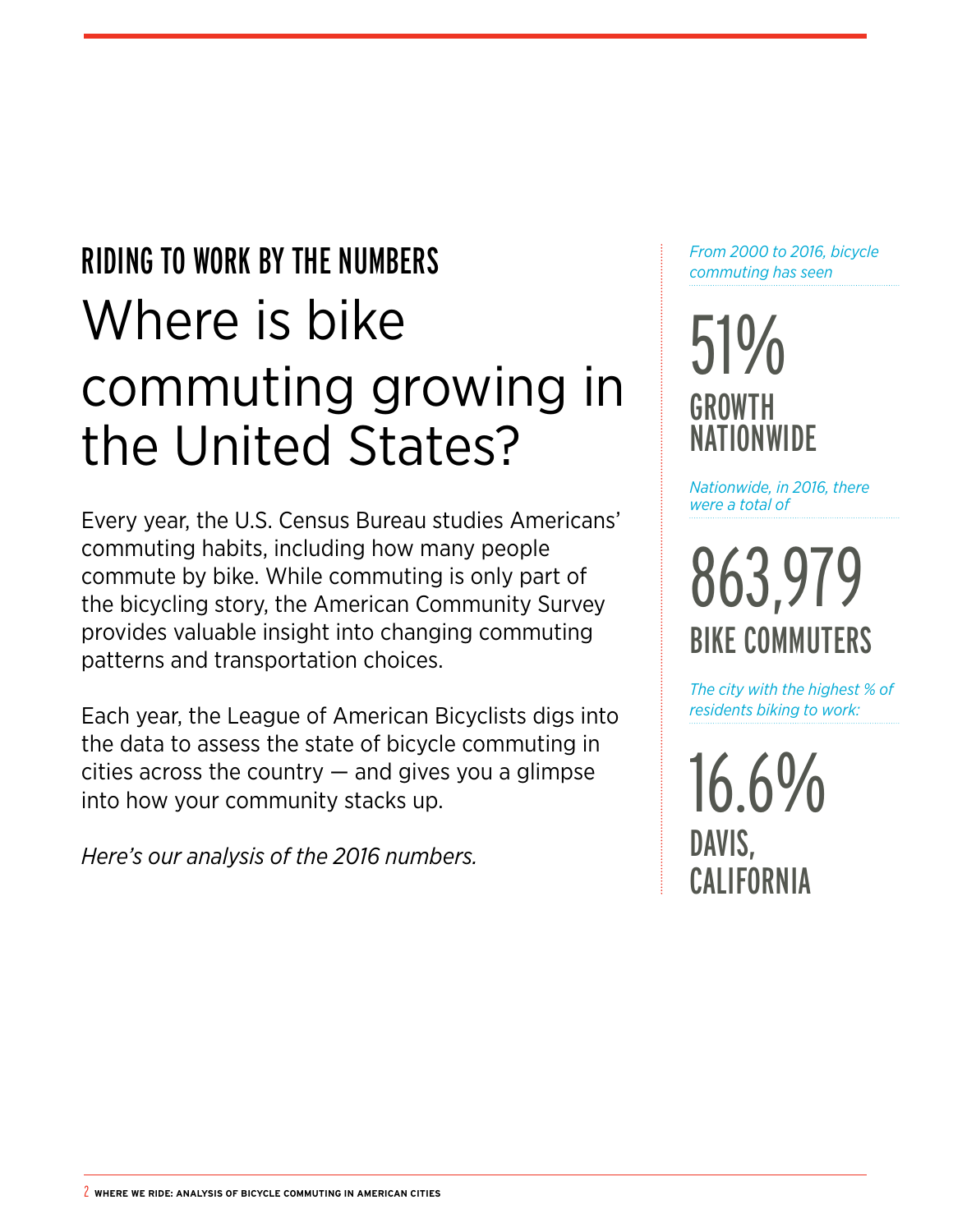## RIDING TO WORK BY THE NUMBERS

# Where is bike commuting growing in the United States?

Every year, the U.S. Census Bureau studies Americans' commuting habits, including how many people commute by bike. While commuting is only part of the bicycling story, the American Community Survey provides valuable insight into changing commuting patterns and transportation choices.

Each year, the League of American Bicyclists digs into the data to assess the state of bicycle commuting in cities across the country — and gives you a glimpse into how your community stacks up.

*Here's our analysis of the 2016 numbers.*

*From 2000 to 2016, bicycle commuting has seen*

**51%**
**GROWTH NATIONWIDE**

*Nationwide, in 2016, there were a total of*

**863,979**
**BIKE COMMUTERS**

*The city with the highest % of residents biking to work:*

**16.6%**
**DAVIS, CALIFORNIA**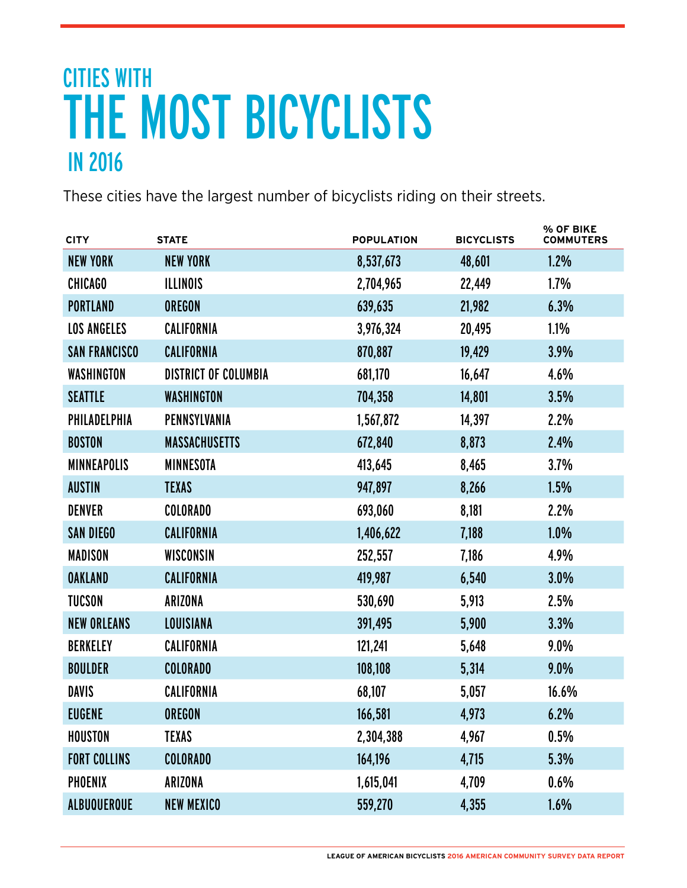# CITIES WITH THE MOST BICYCLISTS IN 2016

These cities have the largest number of bicyclists riding on their streets.

| CITY | STATE | POPULATION | BICYCLISTS | % OF BIKE COMMUTERS |
|---|---|---|---|---|
| NEW YORK | NEW YORK | 8,537,673 | 48,601 | 1.2% |
| CHICAGO | ILLINOIS | 2,704,965 | 22,449 | 1.7% |
| PORTLAND | OREGON | 639,635 | 21,982 | 6.3% |
| LOS ANGELES | CALIFORNIA | 3,976,324 | 20,495 | 1.1% |
| SAN FRANCISCO | CALIFORNIA | 870,887 | 19,429 | 3.9% |
| WASHINGTON | DISTRICT OF COLUMBIA | 681,170 | 16,647 | 4.6% |
| SEATTLE | WASHINGTON | 704,358 | 14,801 | 3.5% |
| PHILADELPHIA | PENNSYLVANIA | 1,567,872 | 14,397 | 2.2% |
| BOSTON | MASSACHUSETTS | 672,840 | 8,873 | 2.4% |
| MINNEAPOLIS | MINNESOTA | 413,645 | 8,465 | 3.7% |
| AUSTIN | TEXAS | 947,897 | 8,266 | 1.5% |
| DENVER | COLORADO | 693,060 | 8,181 | 2.2% |
| SAN DIEGO | CALIFORNIA | 1,406,622 | 7,188 | 1.0% |
| MADISON | WISCONSIN | 252,557 | 7,186 | 4.9% |
| OAKLAND | CALIFORNIA | 419,987 | 6,540 | 3.0% |
| TUCSON | ARIZONA | 530,690 | 5,913 | 2.5% |
| NEW ORLEANS | LOUISIANA | 391,495 | 5,900 | 3.3% |
| BERKELEY | CALIFORNIA | 121,241 | 5,648 | 9.0% |
| BOULDER | COLORADO | 108,108 | 5,314 | 9.0% |
| DAVIS | CALIFORNIA | 68,107 | 5,057 | 16.6% |
| EUGENE | OREGON | 166,581 | 4,973 | 6.2% |
| HOUSTON | TEXAS | 2,304,388 | 4,967 | 0.5% |
| FORT COLLINS | COLORADO | 164,196 | 4,715 | 5.3% |
| PHOENIX | ARIZONA | 1,615,041 | 4,709 | 0.6% |
| ALBUQUERQUE | NEW MEXICO | 559,270 | 4,355 | 1.6% |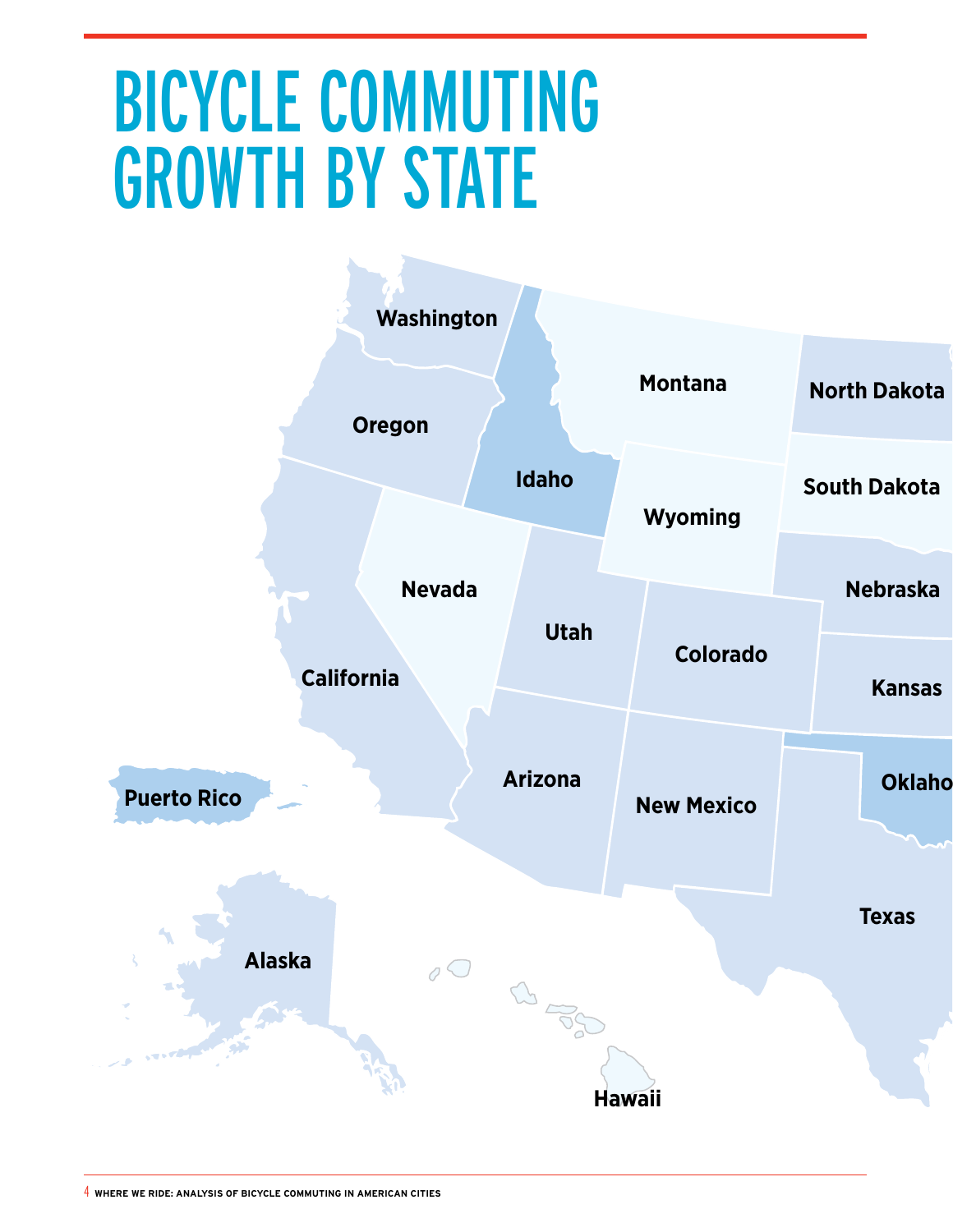# BICYCLE COMMUTING GROWTH BY STATE

Washington
Oregon
Idaho
Montana
North Dakota
South Dakota
Wyoming
Nevada
Utah
Colorado
Nebraska
Kansas
California
Arizona
New Mexico
Oklaho
Texas
Puerto Rico
Alaska
Hawaii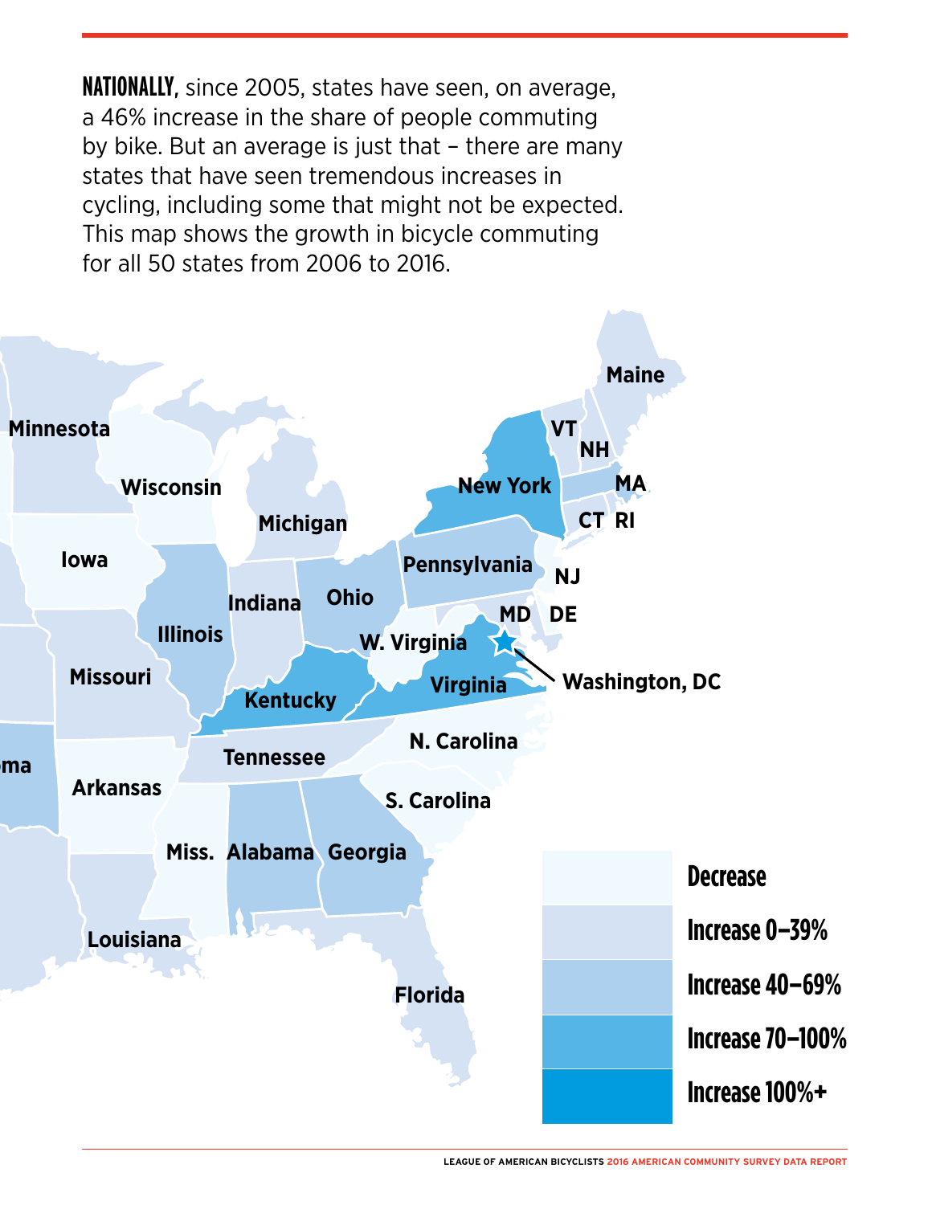**NATIONALLY,** since 2005, states have seen, on average, a 46% increase in the share of people commuting by bike. But an average is just that – there are many states that have seen tremendous increases in cycling, including some that might not be expected. This map shows the growth in bicycle commuting for all 50 states from 2006 to 2016.

Minnesota
Wisconsin
Michigan
Iowa
Illinois
Indiana
Ohio
Missouri
Kentucky
W. Virginia
Virginia
Tennessee
N. Carolina
S. Carolina
Arkansas
Miss.
Alabama
Georgia
Louisiana
Florida
New York
Pennsylvania
Maine
VT
NH
MA
CT
RI
NJ
MD
DE
Washington, DC
ma

Decrease
Increase 0–39%
Increase 40–69%
Increase 70–100%
Increase 100%+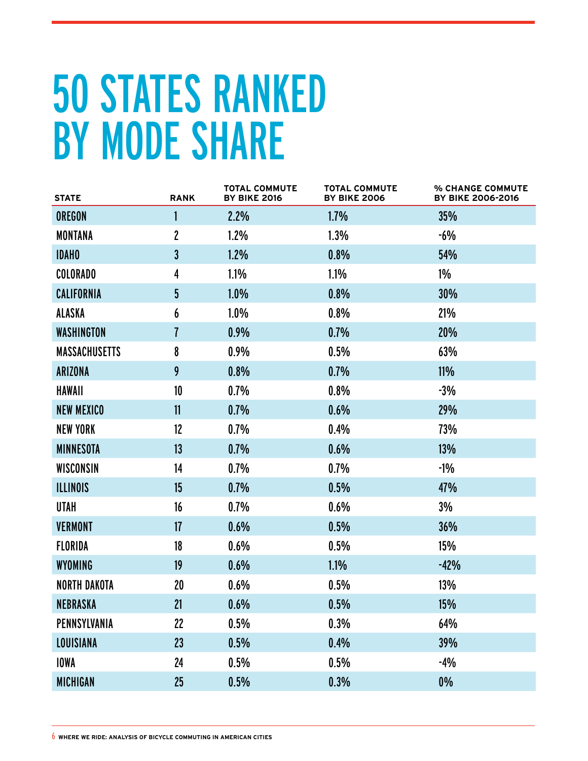# 50 STATES RANKED BY MODE SHARE

| STATE | RANK | TOTAL COMMUTE BY BIKE 2016 | TOTAL COMMUTE BY BIKE 2006 | % CHANGE COMMUTE BY BIKE 2006-2016 |
|---|---|---|---|---|
| OREGON | 1 | 2.2% | 1.7% | 35% |
| MONTANA | 2 | 1.2% | 1.3% | -6% |
| IDAHO | 3 | 1.2% | 0.8% | 54% |
| COLORADO | 4 | 1.1% | 1.1% | 1% |
| CALIFORNIA | 5 | 1.0% | 0.8% | 30% |
| ALASKA | 6 | 1.0% | 0.8% | 21% |
| WASHINGTON | 7 | 0.9% | 0.7% | 20% |
| MASSACHUSETTS | 8 | 0.9% | 0.5% | 63% |
| ARIZONA | 9 | 0.8% | 0.7% | 11% |
| HAWAII | 10 | 0.7% | 0.8% | -3% |
| NEW MEXICO | 11 | 0.7% | 0.6% | 29% |
| NEW YORK | 12 | 0.7% | 0.4% | 73% |
| MINNESOTA | 13 | 0.7% | 0.6% | 13% |
| WISCONSIN | 14 | 0.7% | 0.7% | -1% |
| ILLINOIS | 15 | 0.7% | 0.5% | 47% |
| UTAH | 16 | 0.7% | 0.6% | 3% |
| VERMONT | 17 | 0.6% | 0.5% | 36% |
| FLORIDA | 18 | 0.6% | 0.5% | 15% |
| WYOMING | 19 | 0.6% | 1.1% | -42% |
| NORTH DAKOTA | 20 | 0.6% | 0.5% | 13% |
| NEBRASKA | 21 | 0.6% | 0.5% | 15% |
| PENNSYLVANIA | 22 | 0.5% | 0.3% | 64% |
| LOUISIANA | 23 | 0.5% | 0.4% | 39% |
| IOWA | 24 | 0.5% | 0.5% | -4% |
| MICHIGAN | 25 | 0.5% | 0.3% | 0% |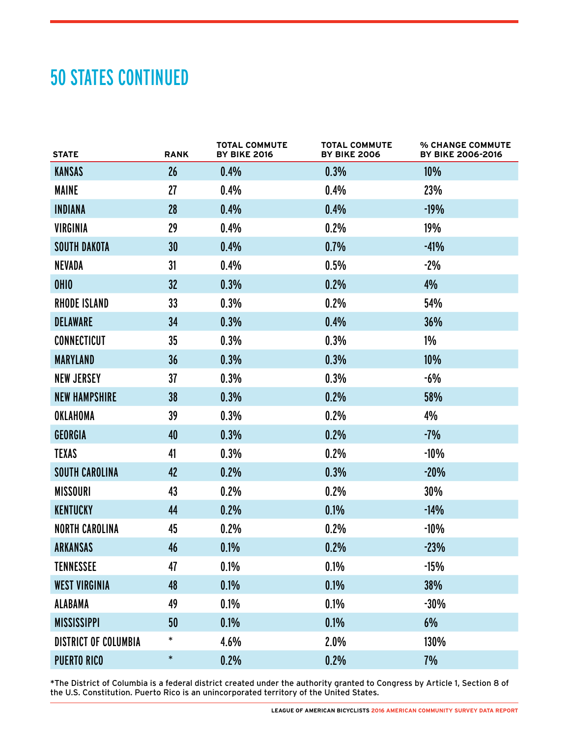# 50 STATES CONTINUED

| STATE | RANK | TOTAL COMMUTE BY BIKE 2016 | TOTAL COMMUTE BY BIKE 2006 | % CHANGE COMMUTE BY BIKE 2006-2016 |
|---|---|---|---|---|
| KANSAS | 26 | 0.4% | 0.3% | 10% |
| MAINE | 27 | 0.4% | 0.4% | 23% |
| INDIANA | 28 | 0.4% | 0.4% | -19% |
| VIRGINIA | 29 | 0.4% | 0.2% | 19% |
| SOUTH DAKOTA | 30 | 0.4% | 0.7% | -41% |
| NEVADA | 31 | 0.4% | 0.5% | -2% |
| OHIO | 32 | 0.3% | 0.2% | 4% |
| RHODE ISLAND | 33 | 0.3% | 0.2% | 54% |
| DELAWARE | 34 | 0.3% | 0.4% | 36% |
| CONNECTICUT | 35 | 0.3% | 0.3% | 1% |
| MARYLAND | 36 | 0.3% | 0.3% | 10% |
| NEW JERSEY | 37 | 0.3% | 0.3% | -6% |
| NEW HAMPSHIRE | 38 | 0.3% | 0.2% | 58% |
| OKLAHOMA | 39 | 0.3% | 0.2% | 4% |
| GEORGIA | 40 | 0.3% | 0.2% | -7% |
| TEXAS | 41 | 0.3% | 0.2% | -10% |
| SOUTH CAROLINA | 42 | 0.2% | 0.3% | -20% |
| MISSOURI | 43 | 0.2% | 0.2% | 30% |
| KENTUCKY | 44 | 0.2% | 0.1% | -14% |
| NORTH CAROLINA | 45 | 0.2% | 0.2% | -10% |
| ARKANSAS | 46 | 0.1% | 0.2% | -23% |
| TENNESSEE | 47 | 0.1% | 0.1% | -15% |
| WEST VIRGINIA | 48 | 0.1% | 0.1% | 38% |
| ALABAMA | 49 | 0.1% | 0.1% | -30% |
| MISSISSIPPI | 50 | 0.1% | 0.1% | 6% |
| DISTRICT OF COLUMBIA | * | 4.6% | 2.0% | 130% |
| PUERTO RICO | * | 0.2% | 0.2% | 7% |

*The District of Columbia is a federal district created under the authority granted to Congress by Article 1, Section 8 of the U.S. Constitution. Puerto Rico is an unincorporated territory of the United States.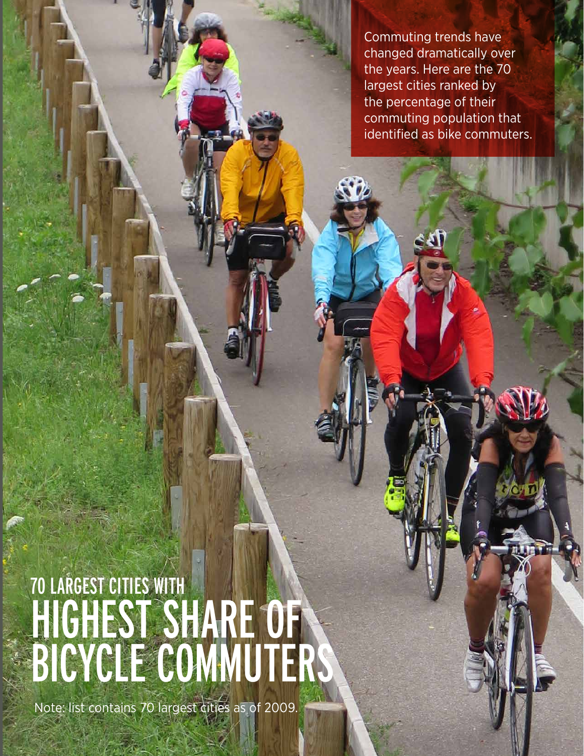Commuting trends have changed dramatically over the years. Here are the 70 largest cities ranked by the percentage of their commuting population that identified as bike commuters.

# 70 LARGEST CITIES WITH HIGHEST SHARE OF BICYCLE COMMUTERS

Note: list contains 70 largest cities as of 2009.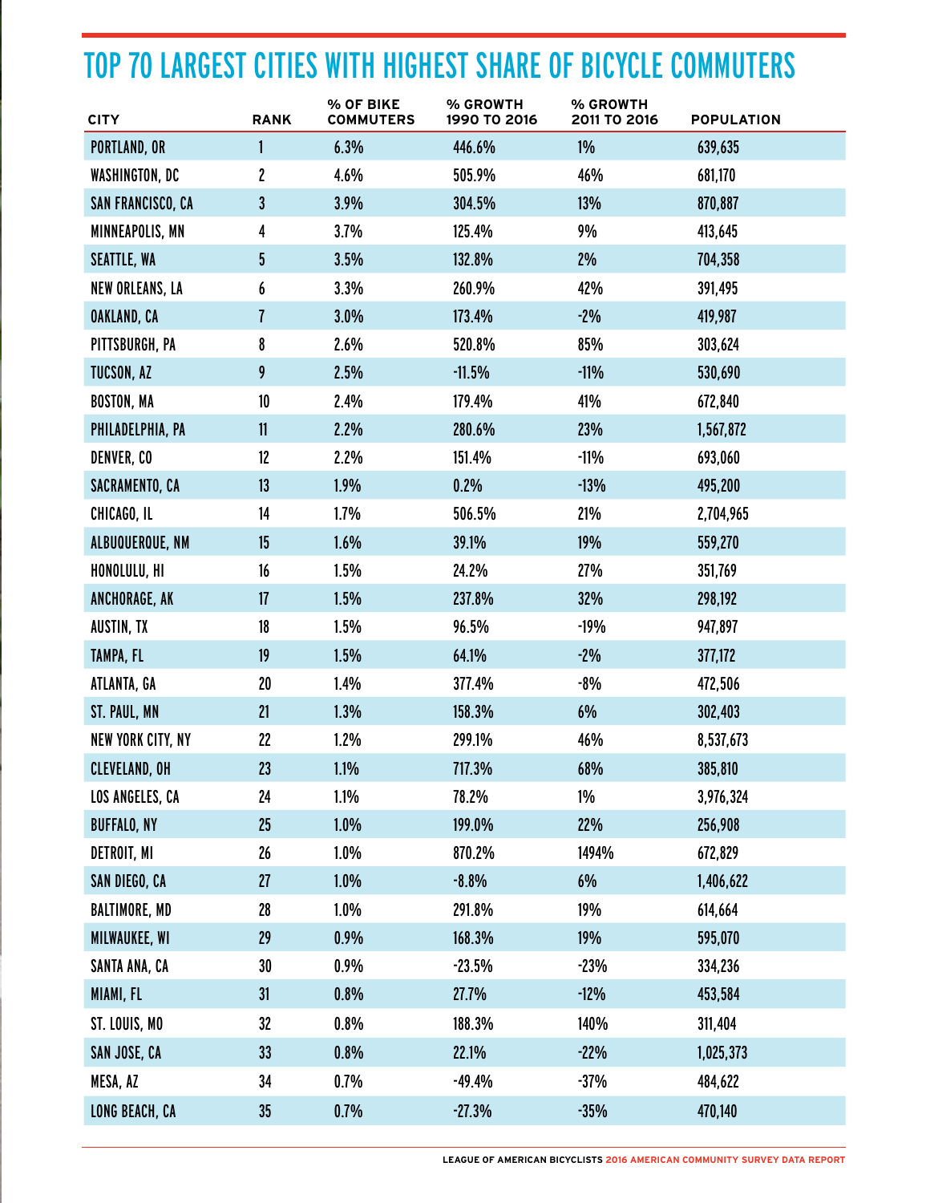# TOP 70 LARGEST CITIES WITH HIGHEST SHARE OF BICYCLE COMMUTERS

| CITY | RANK | % OF BIKE COMMUTERS | % GROWTH 1990 TO 2016 | % GROWTH 2011 TO 2016 | POPULATION |
|---|---|---|---|---|---|
| PORTLAND, OR | 1 | 6.3% | 446.6% | 1% | 639,635 |
| WASHINGTON, DC | 2 | 4.6% | 505.9% | 46% | 681,170 |
| SAN FRANCISCO, CA | 3 | 3.9% | 304.5% | 13% | 870,887 |
| MINNEAPOLIS, MN | 4 | 3.7% | 125.4% | 9% | 413,645 |
| SEATTLE, WA | 5 | 3.5% | 132.8% | 2% | 704,358 |
| NEW ORLEANS, LA | 6 | 3.3% | 260.9% | 42% | 391,495 |
| OAKLAND, CA | 7 | 3.0% | 173.4% | -2% | 419,987 |
| PITTSBURGH, PA | 8 | 2.6% | 520.8% | 85% | 303,624 |
| TUCSON, AZ | 9 | 2.5% | -11.5% | -11% | 530,690 |
| BOSTON, MA | 10 | 2.4% | 179.4% | 41% | 672,840 |
| PHILADELPHIA, PA | 11 | 2.2% | 280.6% | 23% | 1,567,872 |
| DENVER, CO | 12 | 2.2% | 151.4% | -11% | 693,060 |
| SACRAMENTO, CA | 13 | 1.9% | 0.2% | -13% | 495,200 |
| CHICAGO, IL | 14 | 1.7% | 506.5% | 21% | 2,704,965 |
| ALBUQUERQUE, NM | 15 | 1.6% | 39.1% | 19% | 559,270 |
| HONOLULU, HI | 16 | 1.5% | 24.2% | 27% | 351,769 |
| ANCHORAGE, AK | 17 | 1.5% | 237.8% | 32% | 298,192 |
| AUSTIN, TX | 18 | 1.5% | 96.5% | -19% | 947,897 |
| TAMPA, FL | 19 | 1.5% | 64.1% | -2% | 377,172 |
| ATLANTA, GA | 20 | 1.4% | 377.4% | -8% | 472,506 |
| ST. PAUL, MN | 21 | 1.3% | 158.3% | 6% | 302,403 |
| NEW YORK CITY, NY | 22 | 1.2% | 299.1% | 46% | 8,537,673 |
| CLEVELAND, OH | 23 | 1.1% | 717.3% | 68% | 385,810 |
| LOS ANGELES, CA | 24 | 1.1% | 78.2% | 1% | 3,976,324 |
| BUFFALO, NY | 25 | 1.0% | 199.0% | 22% | 256,908 |
| DETROIT, MI | 26 | 1.0% | 870.2% | 1494% | 672,829 |
| SAN DIEGO, CA | 27 | 1.0% | -8.8% | 6% | 1,406,622 |
| BALTIMORE, MD | 28 | 1.0% | 291.8% | 19% | 614,664 |
| MILWAUKEE, WI | 29 | 0.9% | 168.3% | 19% | 595,070 |
| SANTA ANA, CA | 30 | 0.9% | -23.5% | -23% | 334,236 |
| MIAMI, FL | 31 | 0.8% | 27.7% | -12% | 453,584 |
| ST. LOUIS, MO | 32 | 0.8% | 188.3% | 140% | 311,404 |
| SAN JOSE, CA | 33 | 0.8% | 22.1% | -22% | 1,025,373 |
| MESA, AZ | 34 | 0.7% | -49.4% | -37% | 484,622 |
| LONG BEACH, CA | 35 | 0.7% | -27.3% | -35% | 470,140 |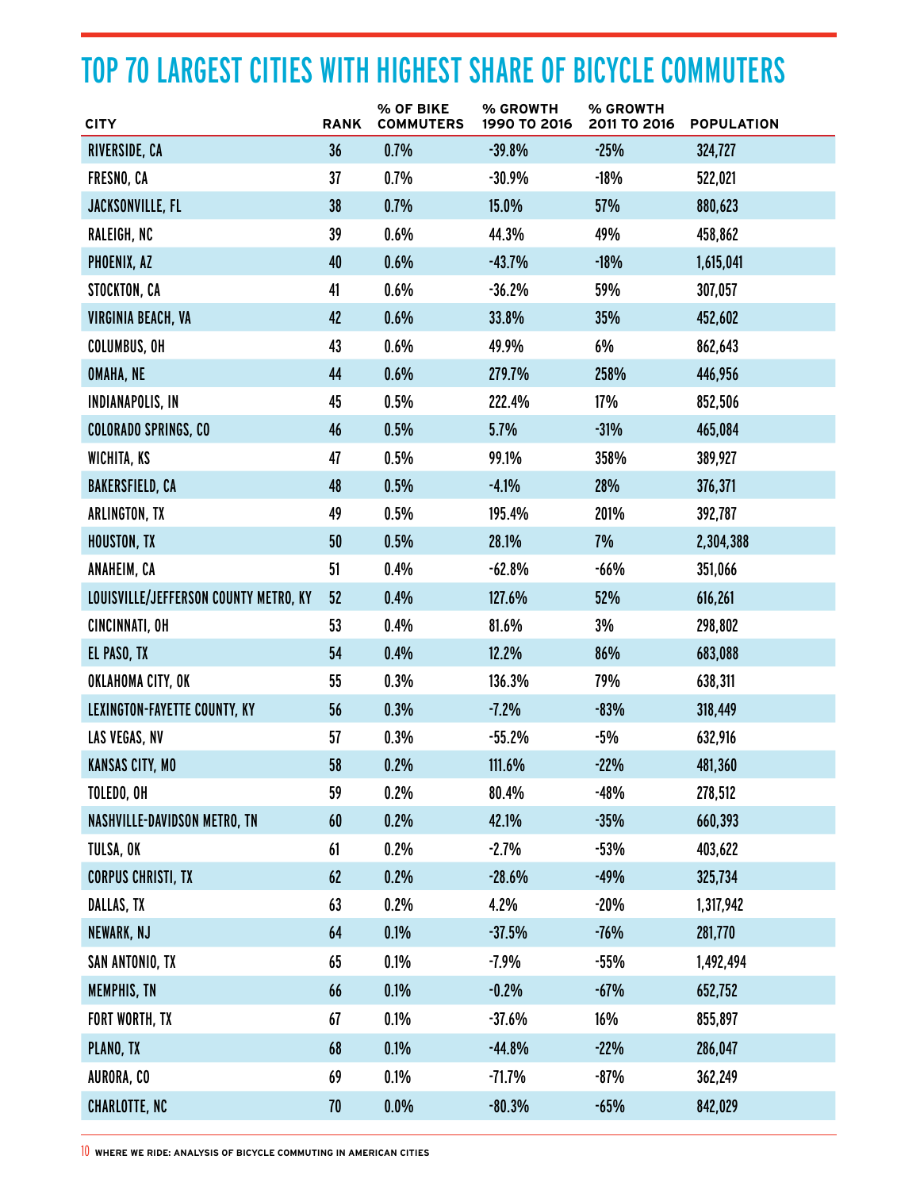# TOP 70 LARGEST CITIES WITH HIGHEST SHARE OF BICYCLE COMMUTERS

| CITY | RANK | % OF BIKE COMMUTERS | % GROWTH 1990 TO 2016 | % GROWTH 2011 TO 2016 | POPULATION |
|---|---|---|---|---|---|
| RIVERSIDE, CA | 36 | 0.7% | -39.8% | -25% | 324,727 |
| FRESNO, CA | 37 | 0.7% | -30.9% | -18% | 522,021 |
| JACKSONVILLE, FL | 38 | 0.7% | 15.0% | 57% | 880,623 |
| RALEIGH, NC | 39 | 0.6% | 44.3% | 49% | 458,862 |
| PHOENIX, AZ | 40 | 0.6% | -43.7% | -18% | 1,615,041 |
| STOCKTON, CA | 41 | 0.6% | -36.2% | 59% | 307,057 |
| VIRGINIA BEACH, VA | 42 | 0.6% | 33.8% | 35% | 452,602 |
| COLUMBUS, OH | 43 | 0.6% | 49.9% | 6% | 862,643 |
| OMAHA, NE | 44 | 0.6% | 279.7% | 258% | 446,956 |
| INDIANAPOLIS, IN | 45 | 0.5% | 222.4% | 17% | 852,506 |
| COLORADO SPRINGS, CO | 46 | 0.5% | 5.7% | -31% | 465,084 |
| WICHITA, KS | 47 | 0.5% | 99.1% | 358% | 389,927 |
| BAKERSFIELD, CA | 48 | 0.5% | -4.1% | 28% | 376,371 |
| ARLINGTON, TX | 49 | 0.5% | 195.4% | 201% | 392,787 |
| HOUSTON, TX | 50 | 0.5% | 28.1% | 7% | 2,304,388 |
| ANAHEIM, CA | 51 | 0.4% | -62.8% | -66% | 351,066 |
| LOUISVILLE/JEFFERSON COUNTY METRO, KY | 52 | 0.4% | 127.6% | 52% | 616,261 |
| CINCINNATI, OH | 53 | 0.4% | 81.6% | 3% | 298,802 |
| EL PASO, TX | 54 | 0.4% | 12.2% | 86% | 683,088 |
| OKLAHOMA CITY, OK | 55 | 0.3% | 136.3% | 79% | 638,311 |
| LEXINGTON-FAYETTE COUNTY, KY | 56 | 0.3% | -7.2% | -83% | 318,449 |
| LAS VEGAS, NV | 57 | 0.3% | -55.2% | -5% | 632,916 |
| KANSAS CITY, MO | 58 | 0.2% | 111.6% | -22% | 481,360 |
| TOLEDO, OH | 59 | 0.2% | 80.4% | -48% | 278,512 |
| NASHVILLE-DAVIDSON METRO, TN | 60 | 0.2% | 42.1% | -35% | 660,393 |
| TULSA, OK | 61 | 0.2% | -2.7% | -53% | 403,622 |
| CORPUS CHRISTI, TX | 62 | 0.2% | -28.6% | -49% | 325,734 |
| DALLAS, TX | 63 | 0.2% | 4.2% | -20% | 1,317,942 |
| NEWARK, NJ | 64 | 0.1% | -37.5% | -76% | 281,770 |
| SAN ANTONIO, TX | 65 | 0.1% | -7.9% | -55% | 1,492,494 |
| MEMPHIS, TN | 66 | 0.1% | -0.2% | -67% | 652,752 |
| FORT WORTH, TX | 67 | 0.1% | -37.6% | 16% | 855,897 |
| PLANO, TX | 68 | 0.1% | -44.8% | -22% | 286,047 |
| AURORA, CO | 69 | 0.1% | -71.7% | -87% | 362,249 |
| CHARLOTTE, NC | 70 | 0.0% | -80.3% | -65% | 842,029 |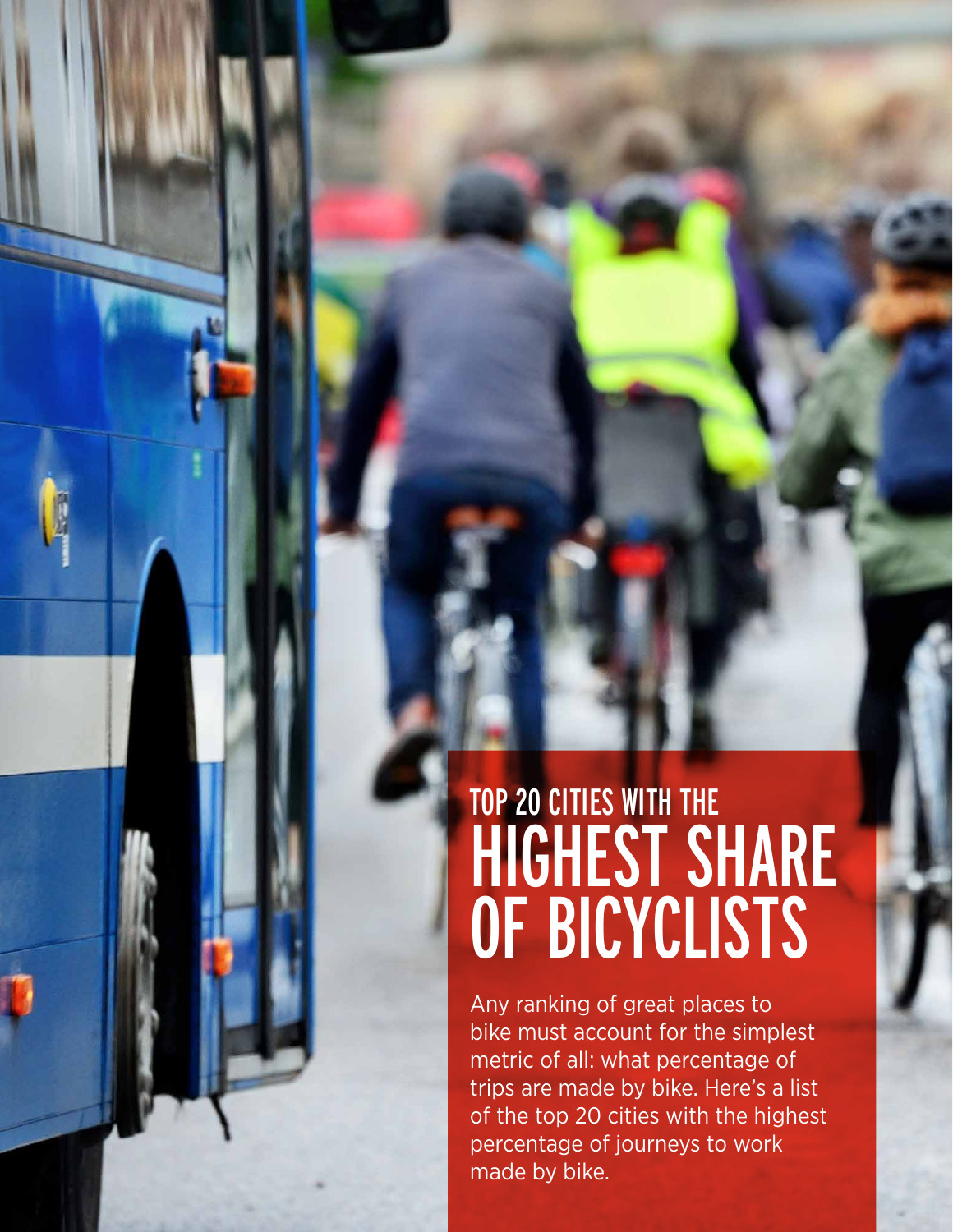# TOP 20 CITIES WITH THE HIGHEST SHARE OF BICYCLISTS

Any ranking of great places to bike must account for the simplest metric of all: what percentage of trips are made by bike. Here's a list of the top 20 cities with the highest percentage of journeys to work made by bike.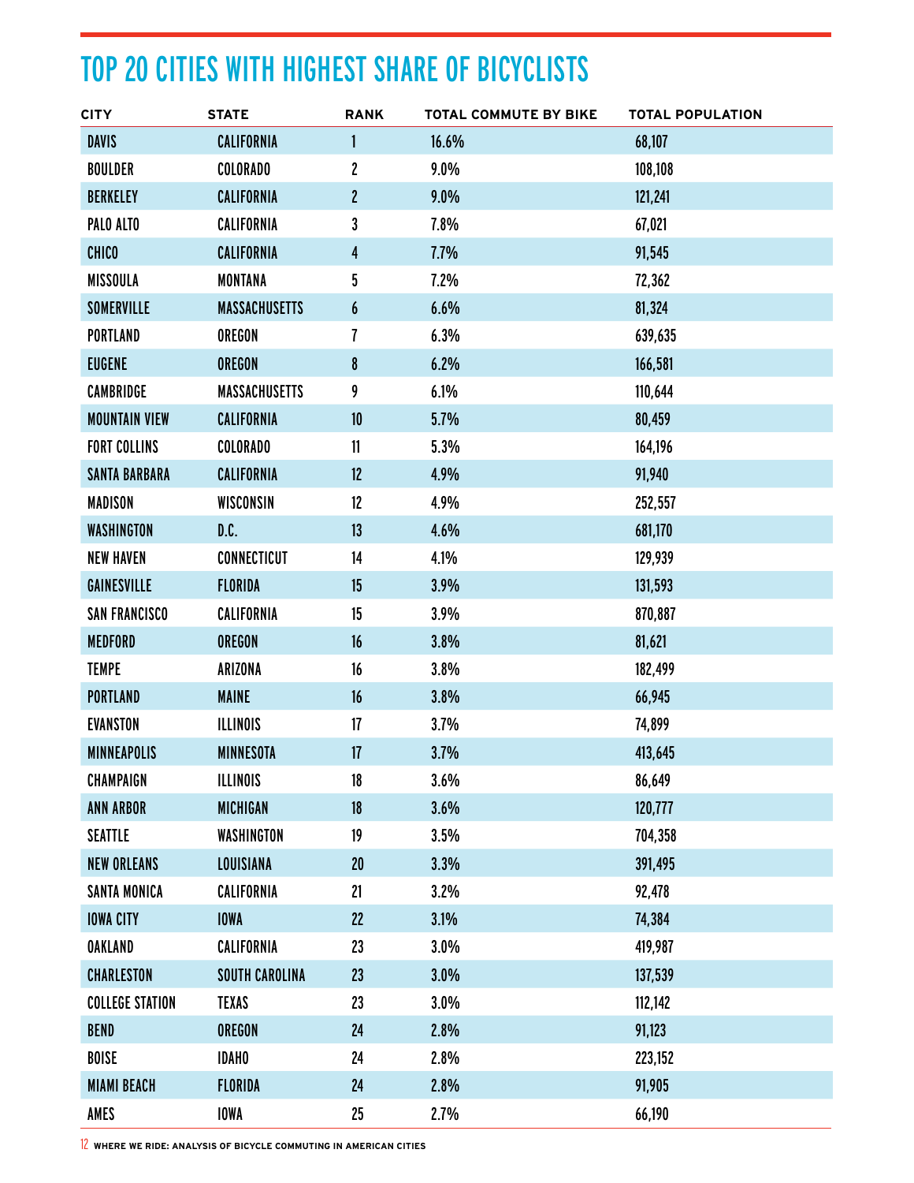# TOP 20 CITIES WITH HIGHEST SHARE OF BICYCLISTS

| CITY | STATE | RANK | TOTAL COMMUTE BY BIKE | TOTAL POPULATION |
|---|---|---|---|---|
| DAVIS | CALIFORNIA | 1 | 16.6% | 68,107 |
| BOULDER | COLORADO | 2 | 9.0% | 108,108 |
| BERKELEY | CALIFORNIA | 2 | 9.0% | 121,241 |
| PALO ALTO | CALIFORNIA | 3 | 7.8% | 67,021 |
| CHICO | CALIFORNIA | 4 | 7.7% | 91,545 |
| MISSOULA | MONTANA | 5 | 7.2% | 72,362 |
| SOMERVILLE | MASSACHUSETTS | 6 | 6.6% | 81,324 |
| PORTLAND | OREGON | 7 | 6.3% | 639,635 |
| EUGENE | OREGON | 8 | 6.2% | 166,581 |
| CAMBRIDGE | MASSACHUSETTS | 9 | 6.1% | 110,644 |
| MOUNTAIN VIEW | CALIFORNIA | 10 | 5.7% | 80,459 |
| FORT COLLINS | COLORADO | 11 | 5.3% | 164,196 |
| SANTA BARBARA | CALIFORNIA | 12 | 4.9% | 91,940 |
| MADISON | WISCONSIN | 12 | 4.9% | 252,557 |
| WASHINGTON | D.C. | 13 | 4.6% | 681,170 |
| NEW HAVEN | CONNECTICUT | 14 | 4.1% | 129,939 |
| GAINESVILLE | FLORIDA | 15 | 3.9% | 131,593 |
| SAN FRANCISCO | CALIFORNIA | 15 | 3.9% | 870,887 |
| MEDFORD | OREGON | 16 | 3.8% | 81,621 |
| TEMPE | ARIZONA | 16 | 3.8% | 182,499 |
| PORTLAND | MAINE | 16 | 3.8% | 66,945 |
| EVANSTON | ILLINOIS | 17 | 3.7% | 74,899 |
| MINNEAPOLIS | MINNESOTA | 17 | 3.7% | 413,645 |
| CHAMPAIGN | ILLINOIS | 18 | 3.6% | 86,649 |
| ANN ARBOR | MICHIGAN | 18 | 3.6% | 120,777 |
| SEATTLE | WASHINGTON | 19 | 3.5% | 704,358 |
| NEW ORLEANS | LOUISIANA | 20 | 3.3% | 391,495 |
| SANTA MONICA | CALIFORNIA | 21 | 3.2% | 92,478 |
| IOWA CITY | IOWA | 22 | 3.1% | 74,384 |
| OAKLAND | CALIFORNIA | 23 | 3.0% | 419,987 |
| CHARLESTON | SOUTH CAROLINA | 23 | 3.0% | 137,539 |
| COLLEGE STATION | TEXAS | 23 | 3.0% | 112,142 |
| BEND | OREGON | 24 | 2.8% | 91,123 |
| BOISE | IDAHO | 24 | 2.8% | 223,152 |
| MIAMI BEACH | FLORIDA | 24 | 2.8% | 91,905 |
| AMES | IOWA | 25 | 2.7% | 66,190 |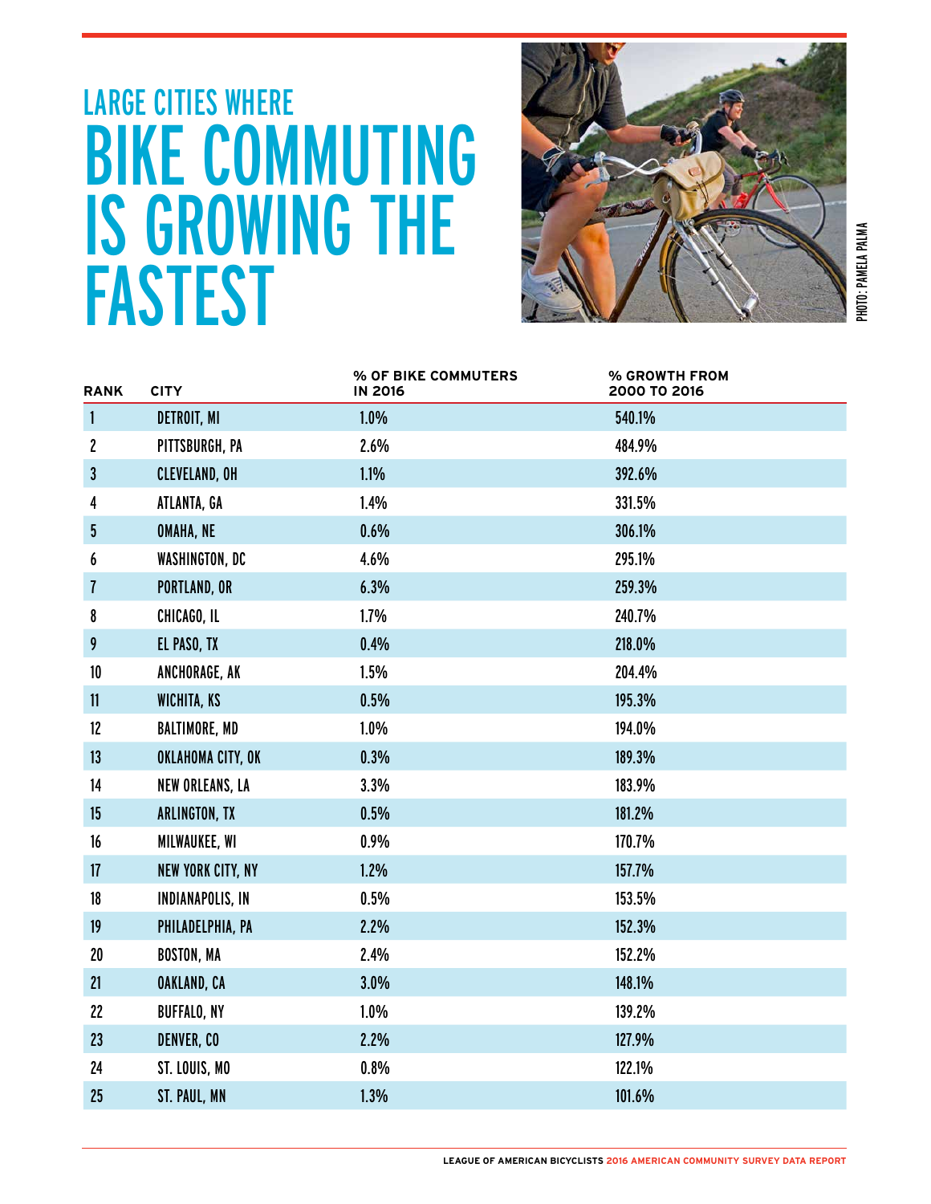# LARGE CITIES WHERE BIKE COMMUTING IS GROWING THE FASTEST

PHOTO: PAMELA PALMA

| RANK | CITY | % OF BIKE COMMUTERS IN 2016 | % GROWTH FROM 2000 TO 2016 |
|---|---|---|---|
| 1 | DETROIT, MI | 1.0% | 540.1% |
| 2 | PITTSBURGH, PA | 2.6% | 484.9% |
| 3 | CLEVELAND, OH | 1.1% | 392.6% |
| 4 | ATLANTA, GA | 1.4% | 331.5% |
| 5 | OMAHA, NE | 0.6% | 306.1% |
| 6 | WASHINGTON, DC | 4.6% | 295.1% |
| 7 | PORTLAND, OR | 6.3% | 259.3% |
| 8 | CHICAGO, IL | 1.7% | 240.7% |
| 9 | EL PASO, TX | 0.4% | 218.0% |
| 10 | ANCHORAGE, AK | 1.5% | 204.4% |
| 11 | WICHITA, KS | 0.5% | 195.3% |
| 12 | BALTIMORE, MD | 1.0% | 194.0% |
| 13 | OKLAHOMA CITY, OK | 0.3% | 189.3% |
| 14 | NEW ORLEANS, LA | 3.3% | 183.9% |
| 15 | ARLINGTON, TX | 0.5% | 181.2% |
| 16 | MILWAUKEE, WI | 0.9% | 170.7% |
| 17 | NEW YORK CITY, NY | 1.2% | 157.7% |
| 18 | INDIANAPOLIS, IN | 0.5% | 153.5% |
| 19 | PHILADELPHIA, PA | 2.2% | 152.3% |
| 20 | BOSTON, MA | 2.4% | 152.2% |
| 21 | OAKLAND, CA | 3.0% | 148.1% |
| 22 | BUFFALO, NY | 1.0% | 139.2% |
| 23 | DENVER, CO | 2.2% | 127.9% |
| 24 | ST. LOUIS, MO | 0.8% | 122.1% |
| 25 | ST. PAUL, MN | 1.3% | 101.6% |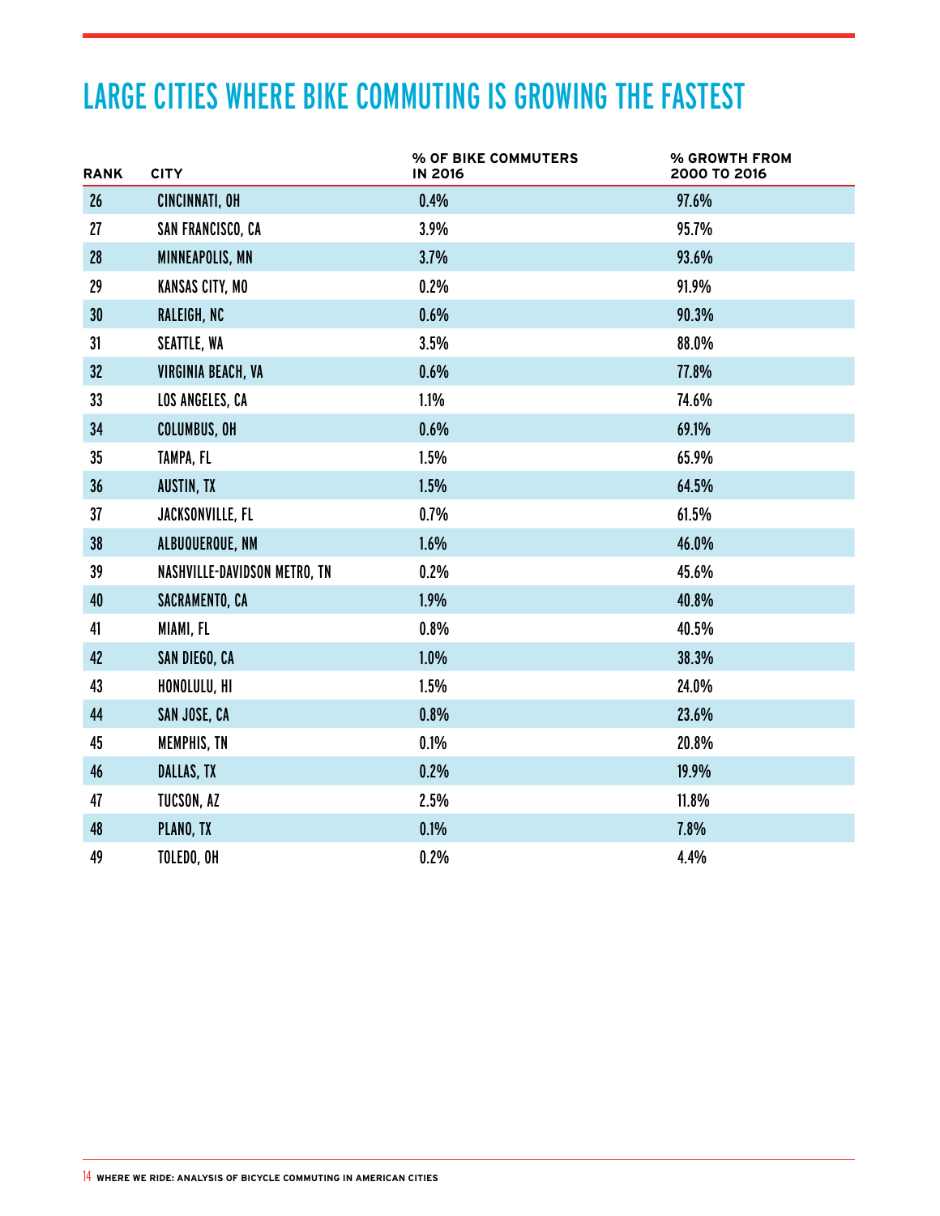## LARGE CITIES WHERE BIKE COMMUTING IS GROWING THE FASTEST

| RANK | CITY | % OF BIKE COMMUTERS IN 2016 | % GROWTH FROM 2000 TO 2016 |
|---|---|---|---|
| 26 | CINCINNATI, OH | 0.4% | 97.6% |
| 27 | SAN FRANCISCO, CA | 3.9% | 95.7% |
| 28 | MINNEAPOLIS, MN | 3.7% | 93.6% |
| 29 | KANSAS CITY, MO | 0.2% | 91.9% |
| 30 | RALEIGH, NC | 0.6% | 90.3% |
| 31 | SEATTLE, WA | 3.5% | 88.0% |
| 32 | VIRGINIA BEACH, VA | 0.6% | 77.8% |
| 33 | LOS ANGELES, CA | 1.1% | 74.6% |
| 34 | COLUMBUS, OH | 0.6% | 69.1% |
| 35 | TAMPA, FL | 1.5% | 65.9% |
| 36 | AUSTIN, TX | 1.5% | 64.5% |
| 37 | JACKSONVILLE, FL | 0.7% | 61.5% |
| 38 | ALBUQUERQUE, NM | 1.6% | 46.0% |
| 39 | NASHVILLE-DAVIDSON METRO, TN | 0.2% | 45.6% |
| 40 | SACRAMENTO, CA | 1.9% | 40.8% |
| 41 | MIAMI, FL | 0.8% | 40.5% |
| 42 | SAN DIEGO, CA | 1.0% | 38.3% |
| 43 | HONOLULU, HI | 1.5% | 24.0% |
| 44 | SAN JOSE, CA | 0.8% | 23.6% |
| 45 | MEMPHIS, TN | 0.1% | 20.8% |
| 46 | DALLAS, TX | 0.2% | 19.9% |
| 47 | TUCSON, AZ | 2.5% | 11.8% |
| 48 | PLANO, TX | 0.1% | 7.8% |
| 49 | TOLEDO, OH | 0.2% | 4.4% |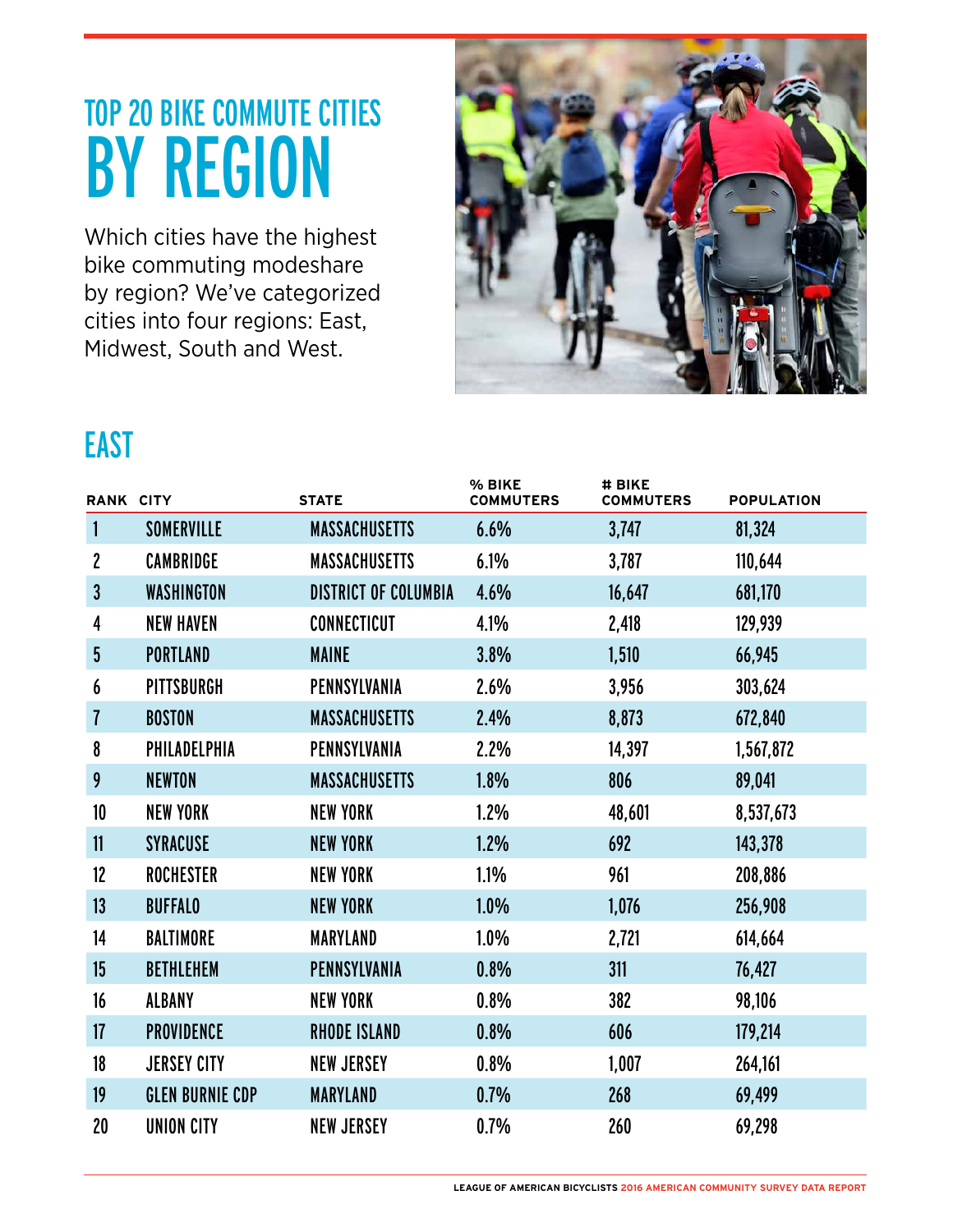# TOP 20 BIKE COMMUTE CITIES BY REGION

Which cities have the highest bike commuting modeshare by region? We've categorized cities into four regions: East, Midwest, South and West.

## EAST

| RANK | CITY | STATE | % BIKE COMMUTERS | # BIKE COMMUTERS | POPULATION |
|---|---|---|---|---|---|
| 1 | SOMERVILLE | MASSACHUSETTS | 6.6% | 3,747 | 81,324 |
| 2 | CAMBRIDGE | MASSACHUSETTS | 6.1% | 3,787 | 110,644 |
| 3 | WASHINGTON | DISTRICT OF COLUMBIA | 4.6% | 16,647 | 681,170 |
| 4 | NEW HAVEN | CONNECTICUT | 4.1% | 2,418 | 129,939 |
| 5 | PORTLAND | MAINE | 3.8% | 1,510 | 66,945 |
| 6 | PITTSBURGH | PENNSYLVANIA | 2.6% | 3,956 | 303,624 |
| 7 | BOSTON | MASSACHUSETTS | 2.4% | 8,873 | 672,840 |
| 8 | PHILADELPHIA | PENNSYLVANIA | 2.2% | 14,397 | 1,567,872 |
| 9 | NEWTON | MASSACHUSETTS | 1.8% | 806 | 89,041 |
| 10 | NEW YORK | NEW YORK | 1.2% | 48,601 | 8,537,673 |
| 11 | SYRACUSE | NEW YORK | 1.2% | 692 | 143,378 |
| 12 | ROCHESTER | NEW YORK | 1.1% | 961 | 208,886 |
| 13 | BUFFALO | NEW YORK | 1.0% | 1,076 | 256,908 |
| 14 | BALTIMORE | MARYLAND | 1.0% | 2,721 | 614,664 |
| 15 | BETHLEHEM | PENNSYLVANIA | 0.8% | 311 | 76,427 |
| 16 | ALBANY | NEW YORK | 0.8% | 382 | 98,106 |
| 17 | PROVIDENCE | RHODE ISLAND | 0.8% | 606 | 179,214 |
| 18 | JERSEY CITY | NEW JERSEY | 0.8% | 1,007 | 264,161 |
| 19 | GLEN BURNIE CDP | MARYLAND | 0.7% | 268 | 69,499 |
| 20 | UNION CITY | NEW JERSEY | 0.7% | 260 | 69,298 |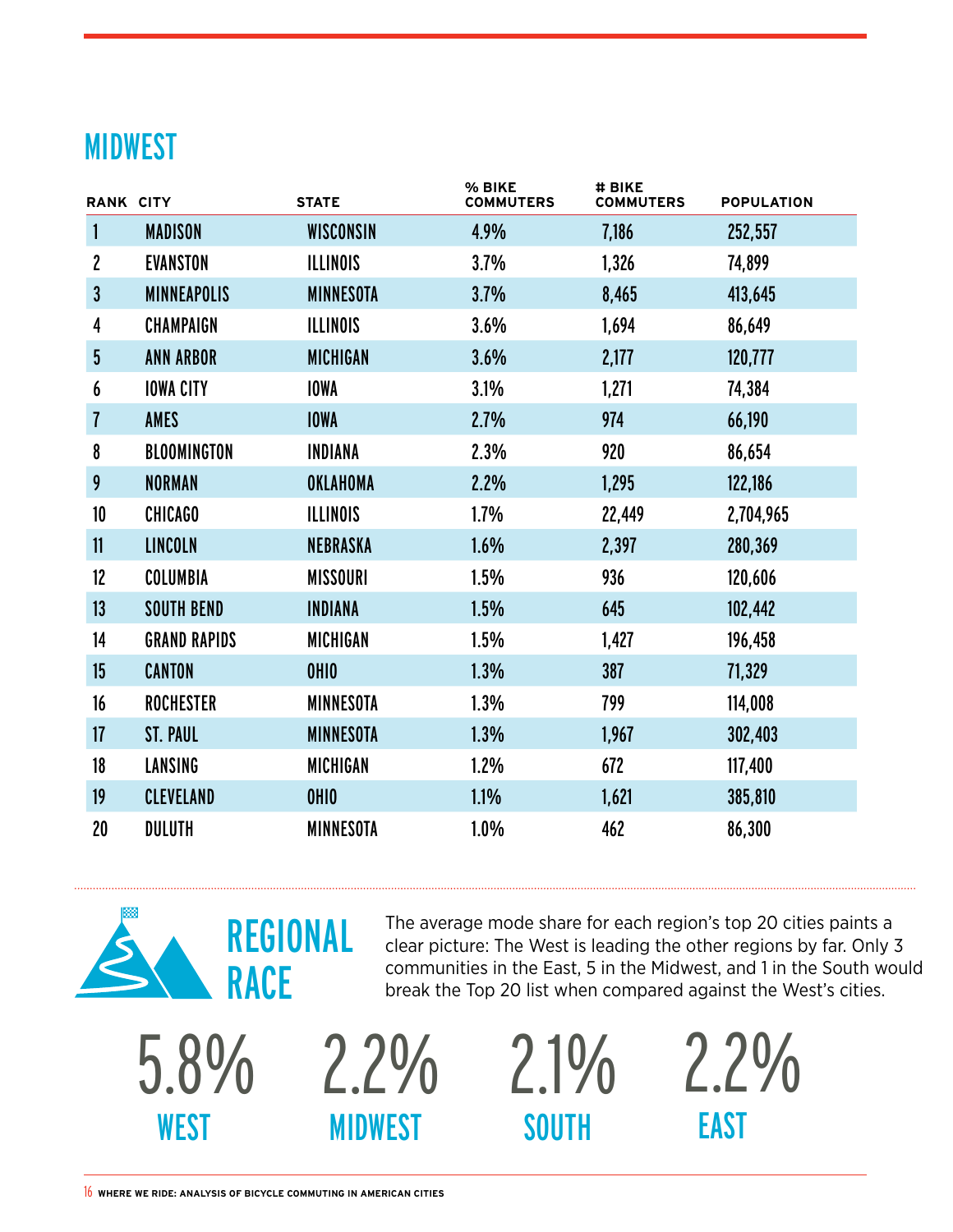## MIDWEST

| RANK | CITY | STATE | % BIKE COMMUTERS | # BIKE COMMUTERS | POPULATION |
|---|---|---|---|---|---|
| 1 | MADISON | WISCONSIN | 4.9% | 7,186 | 252,557 |
| 2 | EVANSTON | ILLINOIS | 3.7% | 1,326 | 74,899 |
| 3 | MINNEAPOLIS | MINNESOTA | 3.7% | 8,465 | 413,645 |
| 4 | CHAMPAIGN | ILLINOIS | 3.6% | 1,694 | 86,649 |
| 5 | ANN ARBOR | MICHIGAN | 3.6% | 2,177 | 120,777 |
| 6 | IOWA CITY | IOWA | 3.1% | 1,271 | 74,384 |
| 7 | AMES | IOWA | 2.7% | 974 | 66,190 |
| 8 | BLOOMINGTON | INDIANA | 2.3% | 920 | 86,654 |
| 9 | NORMAN | OKLAHOMA | 2.2% | 1,295 | 122,186 |
| 10 | CHICAGO | ILLINOIS | 1.7% | 22,449 | 2,704,965 |
| 11 | LINCOLN | NEBRASKA | 1.6% | 2,397 | 280,369 |
| 12 | COLUMBIA | MISSOURI | 1.5% | 936 | 120,606 |
| 13 | SOUTH BEND | INDIANA | 1.5% | 645 | 102,442 |
| 14 | GRAND RAPIDS | MICHIGAN | 1.5% | 1,427 | 196,458 |
| 15 | CANTON | OHIO | 1.3% | 387 | 71,329 |
| 16 | ROCHESTER | MINNESOTA | 1.3% | 799 | 114,008 |
| 17 | ST. PAUL | MINNESOTA | 1.3% | 1,967 | 302,403 |
| 18 | LANSING | MICHIGAN | 1.2% | 672 | 117,400 |
| 19 | CLEVELAND | OHIO | 1.1% | 1,621 | 385,810 |
| 20 | DULUTH | MINNESOTA | 1.0% | 462 | 86,300 |

## REGIONAL RACE

The average mode share for each region's top 20 cities paints a clear picture: The West is leading the other regions by far. Only 3 communities in the East, 5 in the Midwest, and 1 in the South would break the Top 20 list when compared against the West's cities.

5.8%
WEST

2.2%
MIDWEST

2.1%
SOUTH

2.2%
EAST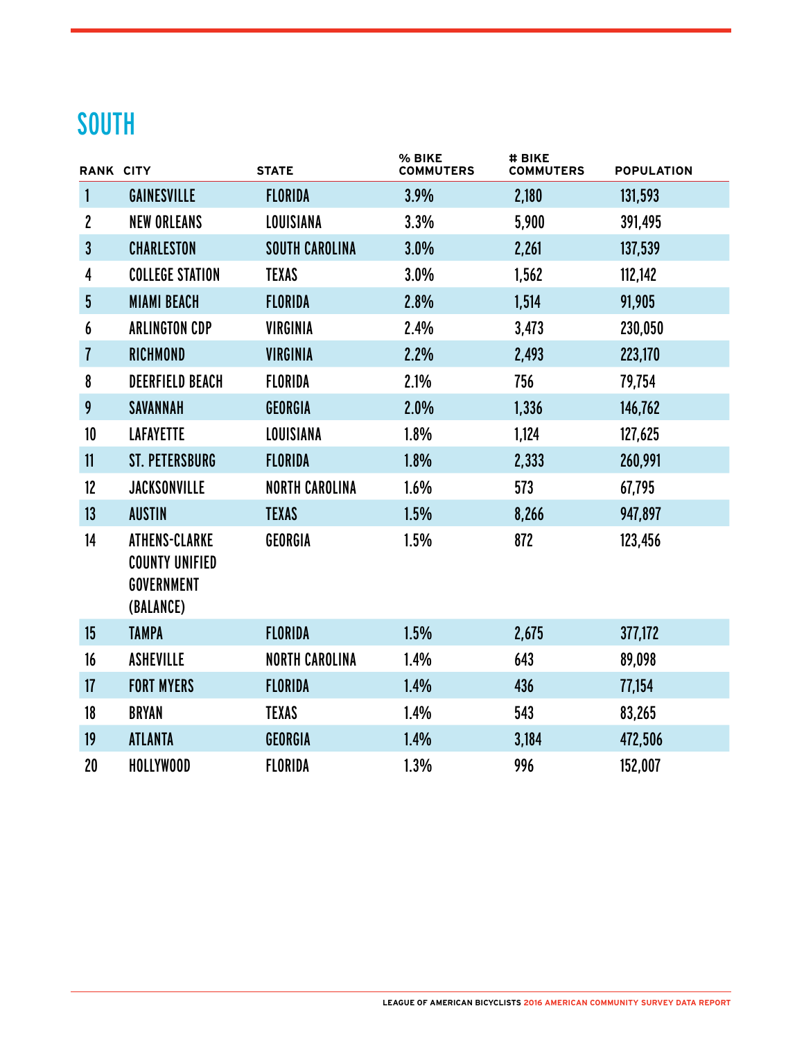## SOUTH

| RANK | CITY | STATE | % BIKE COMMUTERS | # BIKE COMMUTERS | POPULATION |
|---|---|---|---|---|---|
| 1 | GAINESVILLE | FLORIDA | 3.9% | 2,180 | 131,593 |
| 2 | NEW ORLEANS | LOUISIANA | 3.3% | 5,900 | 391,495 |
| 3 | CHARLESTON | SOUTH CAROLINA | 3.0% | 2,261 | 137,539 |
| 4 | COLLEGE STATION | TEXAS | 3.0% | 1,562 | 112,142 |
| 5 | MIAMI BEACH | FLORIDA | 2.8% | 1,514 | 91,905 |
| 6 | ARLINGTON CDP | VIRGINIA | 2.4% | 3,473 | 230,050 |
| 7 | RICHMOND | VIRGINIA | 2.2% | 2,493 | 223,170 |
| 8 | DEERFIELD BEACH | FLORIDA | 2.1% | 756 | 79,754 |
| 9 | SAVANNAH | GEORGIA | 2.0% | 1,336 | 146,762 |
| 10 | LAFAYETTE | LOUISIANA | 1.8% | 1,124 | 127,625 |
| 11 | ST. PETERSBURG | FLORIDA | 1.8% | 2,333 | 260,991 |
| 12 | JACKSONVILLE | NORTH CAROLINA | 1.6% | 573 | 67,795 |
| 13 | AUSTIN | TEXAS | 1.5% | 8,266 | 947,897 |
| 14 | ATHENS-CLARKE COUNTY UNIFIED GOVERNMENT (BALANCE) | GEORGIA | 1.5% | 872 | 123,456 |
| 15 | TAMPA | FLORIDA | 1.5% | 2,675 | 377,172 |
| 16 | ASHEVILLE | NORTH CAROLINA | 1.4% | 643 | 89,098 |
| 17 | FORT MYERS | FLORIDA | 1.4% | 436 | 77,154 |
| 18 | BRYAN | TEXAS | 1.4% | 543 | 83,265 |
| 19 | ATLANTA | GEORGIA | 1.4% | 3,184 | 472,506 |
| 20 | HOLLYWOOD | FLORIDA | 1.3% | 996 | 152,007 |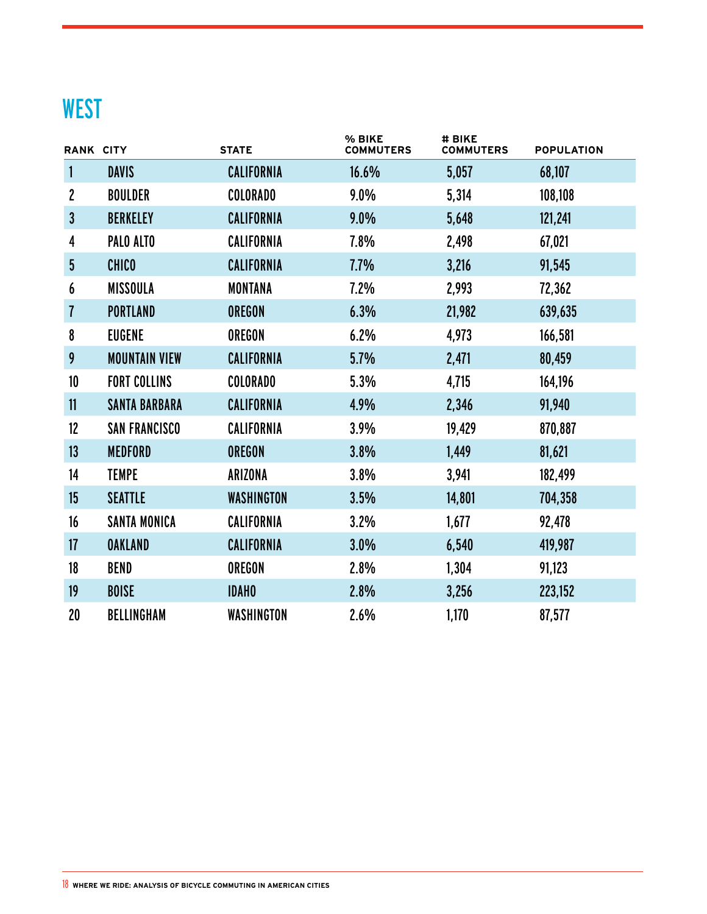# WEST

| RANK | CITY | STATE | % BIKE COMMUTERS | # BIKE COMMUTERS | POPULATION |
|---|---|---|---|---|---|
| 1 | DAVIS | CALIFORNIA | 16.6% | 5,057 | 68,107 |
| 2 | BOULDER | COLORADO | 9.0% | 5,314 | 108,108 |
| 3 | BERKELEY | CALIFORNIA | 9.0% | 5,648 | 121,241 |
| 4 | PALO ALTO | CALIFORNIA | 7.8% | 2,498 | 67,021 |
| 5 | CHICO | CALIFORNIA | 7.7% | 3,216 | 91,545 |
| 6 | MISSOULA | MONTANA | 7.2% | 2,993 | 72,362 |
| 7 | PORTLAND | OREGON | 6.3% | 21,982 | 639,635 |
| 8 | EUGENE | OREGON | 6.2% | 4,973 | 166,581 |
| 9 | MOUNTAIN VIEW | CALIFORNIA | 5.7% | 2,471 | 80,459 |
| 10 | FORT COLLINS | COLORADO | 5.3% | 4,715 | 164,196 |
| 11 | SANTA BARBARA | CALIFORNIA | 4.9% | 2,346 | 91,940 |
| 12 | SAN FRANCISCO | CALIFORNIA | 3.9% | 19,429 | 870,887 |
| 13 | MEDFORD | OREGON | 3.8% | 1,449 | 81,621 |
| 14 | TEMPE | ARIZONA | 3.8% | 3,941 | 182,499 |
| 15 | SEATTLE | WASHINGTON | 3.5% | 14,801 | 704,358 |
| 16 | SANTA MONICA | CALIFORNIA | 3.2% | 1,677 | 92,478 |
| 17 | OAKLAND | CALIFORNIA | 3.0% | 6,540 | 419,987 |
| 18 | BEND | OREGON | 2.8% | 1,304 | 91,123 |
| 19 | BOISE | IDAHO | 2.8% | 3,256 | 223,152 |
| 20 | BELLINGHAM | WASHINGTON | 2.6% | 1,170 | 87,577 |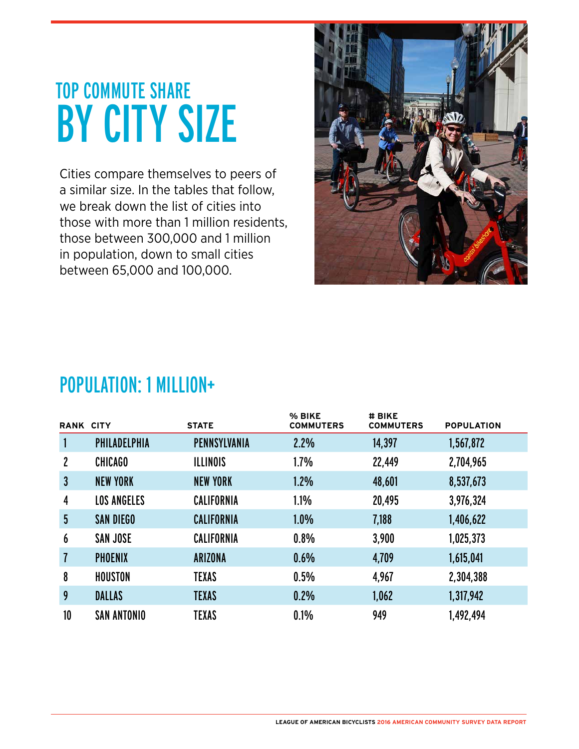# TOP COMMUTE SHARE BY CITY SIZE

Cities compare themselves to peers of a similar size. In the tables that follow, we break down the list of cities into those with more than 1 million residents, those between 300,000 and 1 million in population, down to small cities between 65,000 and 100,000.

## POPULATION: 1 MILLION+

| RANK | CITY | STATE | % BIKE COMMUTERS | # BIKE COMMUTERS | POPULATION |
|---|---|---|---|---|---|
| 1 | PHILADELPHIA | PENNSYLVANIA | 2.2% | 14,397 | 1,567,872 |
| 2 | CHICAGO | ILLINOIS | 1.7% | 22,449 | 2,704,965 |
| 3 | NEW YORK | NEW YORK | 1.2% | 48,601 | 8,537,673 |
| 4 | LOS ANGELES | CALIFORNIA | 1.1% | 20,495 | 3,976,324 |
| 5 | SAN DIEGO | CALIFORNIA | 1.0% | 7,188 | 1,406,622 |
| 6 | SAN JOSE | CALIFORNIA | 0.8% | 3,900 | 1,025,373 |
| 7 | PHOENIX | ARIZONA | 0.6% | 4,709 | 1,615,041 |
| 8 | HOUSTON | TEXAS | 0.5% | 4,967 | 2,304,388 |
| 9 | DALLAS | TEXAS | 0.2% | 1,062 | 1,317,942 |
| 10 | SAN ANTONIO | TEXAS | 0.1% | 949 | 1,492,494 |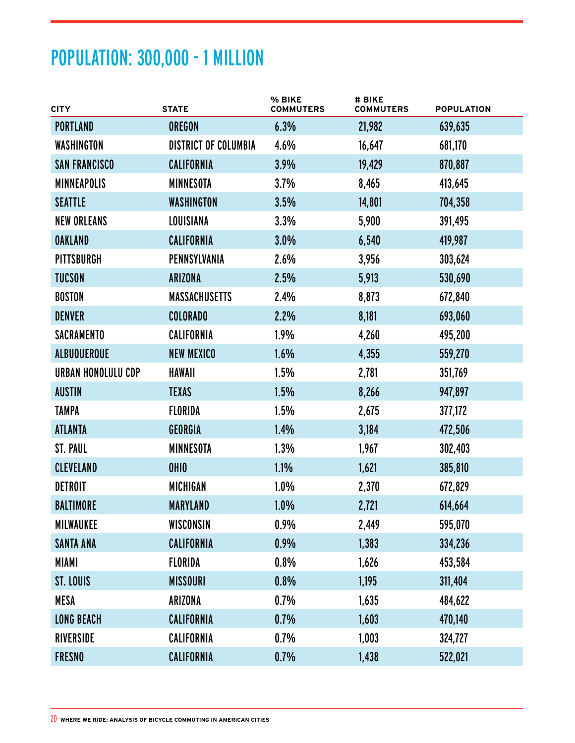## POPULATION: 300,000 - 1 MILLION

| CITY | STATE | % BIKE COMMUTERS | # BIKE COMMUTERS | POPULATION |
|---|---|---|---|---|
| PORTLAND | OREGON | 6.3% | 21,982 | 639,635 |
| WASHINGTON | DISTRICT OF COLUMBIA | 4.6% | 16,647 | 681,170 |
| SAN FRANCISCO | CALIFORNIA | 3.9% | 19,429 | 870,887 |
| MINNEAPOLIS | MINNESOTA | 3.7% | 8,465 | 413,645 |
| SEATTLE | WASHINGTON | 3.5% | 14,801 | 704,358 |
| NEW ORLEANS | LOUISIANA | 3.3% | 5,900 | 391,495 |
| OAKLAND | CALIFORNIA | 3.0% | 6,540 | 419,987 |
| PITTSBURGH | PENNSYLVANIA | 2.6% | 3,956 | 303,624 |
| TUCSON | ARIZONA | 2.5% | 5,913 | 530,690 |
| BOSTON | MASSACHUSETTS | 2.4% | 8,873 | 672,840 |
| DENVER | COLORADO | 2.2% | 8,181 | 693,060 |
| SACRAMENTO | CALIFORNIA | 1.9% | 4,260 | 495,200 |
| ALBUQUERQUE | NEW MEXICO | 1.6% | 4,355 | 559,270 |
| URBAN HONOLULU CDP | HAWAII | 1.5% | 2,781 | 351,769 |
| AUSTIN | TEXAS | 1.5% | 8,266 | 947,897 |
| TAMPA | FLORIDA | 1.5% | 2,675 | 377,172 |
| ATLANTA | GEORGIA | 1.4% | 3,184 | 472,506 |
| ST. PAUL | MINNESOTA | 1.3% | 1,967 | 302,403 |
| CLEVELAND | OHIO | 1.1% | 1,621 | 385,810 |
| DETROIT | MICHIGAN | 1.0% | 2,370 | 672,829 |
| BALTIMORE | MARYLAND | 1.0% | 2,721 | 614,664 |
| MILWAUKEE | WISCONSIN | 0.9% | 2,449 | 595,070 |
| SANTA ANA | CALIFORNIA | 0.9% | 1,383 | 334,236 |
| MIAMI | FLORIDA | 0.8% | 1,626 | 453,584 |
| ST. LOUIS | MISSOURI | 0.8% | 1,195 | 311,404 |
| MESA | ARIZONA | 0.7% | 1,635 | 484,622 |
| LONG BEACH | CALIFORNIA | 0.7% | 1,603 | 470,140 |
| RIVERSIDE | CALIFORNIA | 0.7% | 1,003 | 324,727 |
| FRESNO | CALIFORNIA | 0.7% | 1,438 | 522,021 |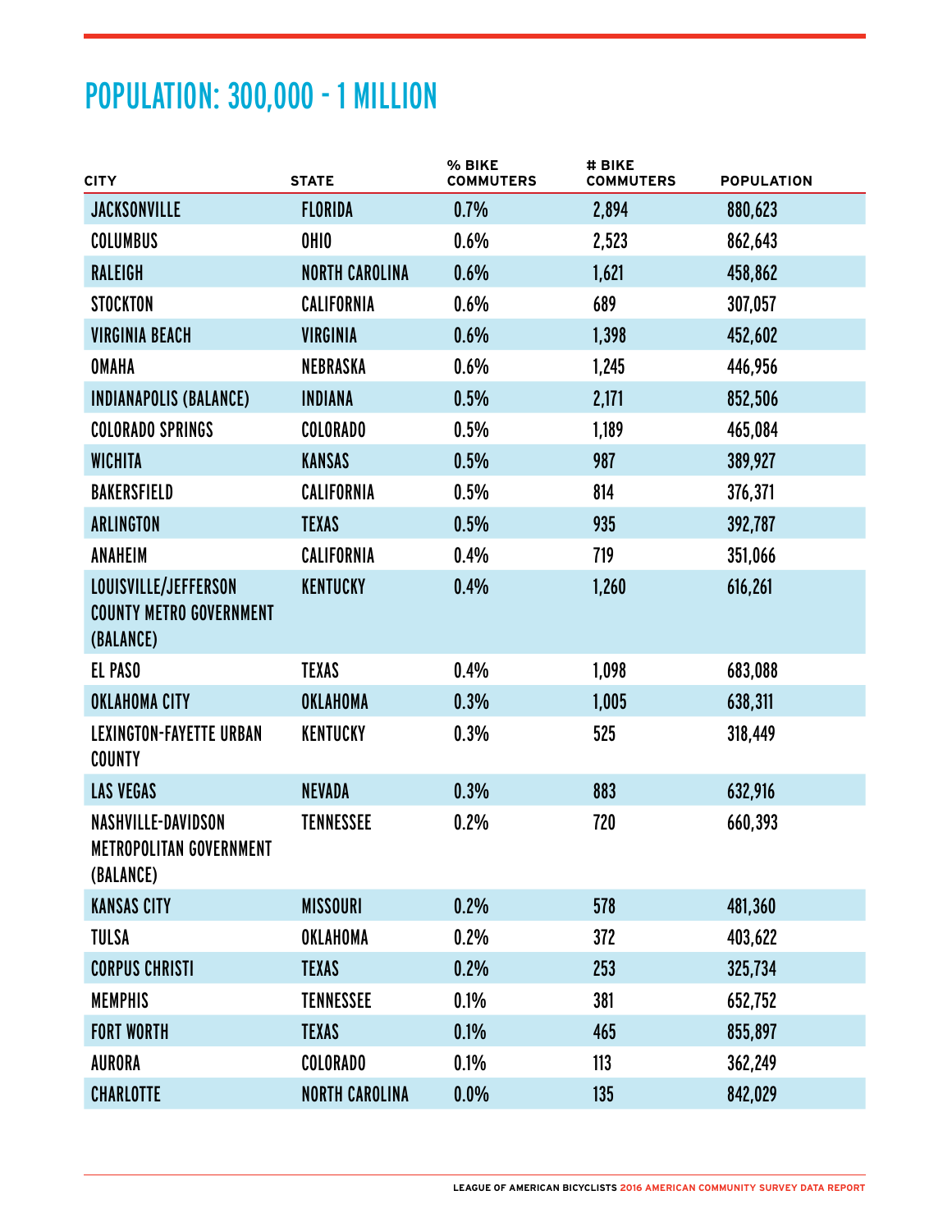## POPULATION: 300,000 - 1 MILLION

| CITY | STATE | % BIKE COMMUTERS | # BIKE COMMUTERS | POPULATION |
|---|---|---|---|---|
| JACKSONVILLE | FLORIDA | 0.7% | 2,894 | 880,623 |
| COLUMBUS | OHIO | 0.6% | 2,523 | 862,643 |
| RALEIGH | NORTH CAROLINA | 0.6% | 1,621 | 458,862 |
| STOCKTON | CALIFORNIA | 0.6% | 689 | 307,057 |
| VIRGINIA BEACH | VIRGINIA | 0.6% | 1,398 | 452,602 |
| OMAHA | NEBRASKA | 0.6% | 1,245 | 446,956 |
| INDIANAPOLIS (BALANCE) | INDIANA | 0.5% | 2,171 | 852,506 |
| COLORADO SPRINGS | COLORADO | 0.5% | 1,189 | 465,084 |
| WICHITA | KANSAS | 0.5% | 987 | 389,927 |
| BAKERSFIELD | CALIFORNIA | 0.5% | 814 | 376,371 |
| ARLINGTON | TEXAS | 0.5% | 935 | 392,787 |
| ANAHEIM | CALIFORNIA | 0.4% | 719 | 351,066 |
| LOUISVILLE/JEFFERSON COUNTY METRO GOVERNMENT (BALANCE) | KENTUCKY | 0.4% | 1,260 | 616,261 |
| EL PASO | TEXAS | 0.4% | 1,098 | 683,088 |
| OKLAHOMA CITY | OKLAHOMA | 0.3% | 1,005 | 638,311 |
| LEXINGTON-FAYETTE URBAN COUNTY | KENTUCKY | 0.3% | 525 | 318,449 |
| LAS VEGAS | NEVADA | 0.3% | 883 | 632,916 |
| NASHVILLE-DAVIDSON METROPOLITAN GOVERNMENT (BALANCE) | TENNESSEE | 0.2% | 720 | 660,393 |
| KANSAS CITY | MISSOURI | 0.2% | 578 | 481,360 |
| TULSA | OKLAHOMA | 0.2% | 372 | 403,622 |
| CORPUS CHRISTI | TEXAS | 0.2% | 253 | 325,734 |
| MEMPHIS | TENNESSEE | 0.1% | 381 | 652,752 |
| FORT WORTH | TEXAS | 0.1% | 465 | 855,897 |
| AURORA | COLORADO | 0.1% | 113 | 362,249 |
| CHARLOTTE | NORTH CAROLINA | 0.0% | 135 | 842,029 |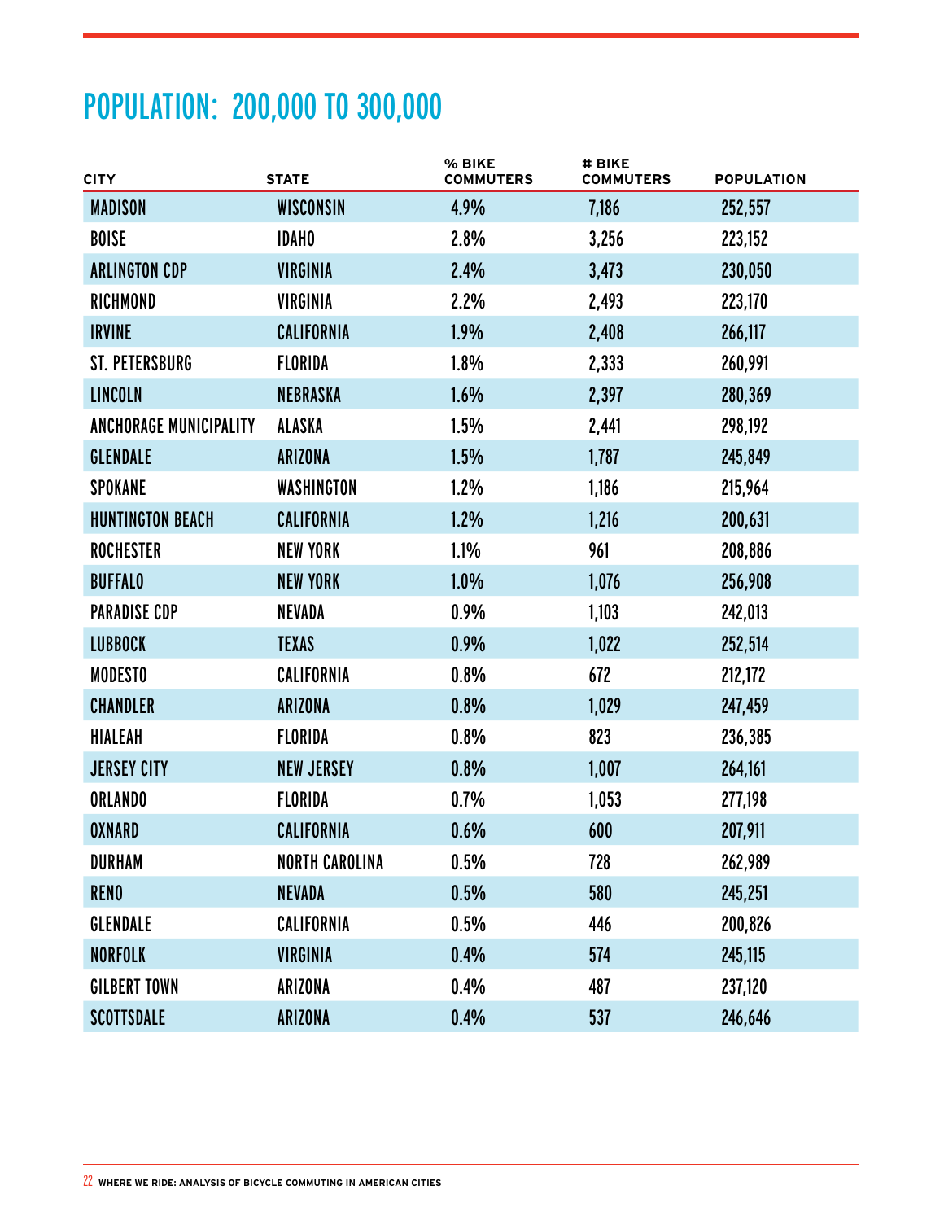## POPULATION: 200,000 TO 300,000

| CITY | STATE | % BIKE COMMUTERS | # BIKE COMMUTERS | POPULATION |
|---|---|---|---|---|
| MADISON | WISCONSIN | 4.9% | 7,186 | 252,557 |
| BOISE | IDAHO | 2.8% | 3,256 | 223,152 |
| ARLINGTON CDP | VIRGINIA | 2.4% | 3,473 | 230,050 |
| RICHMOND | VIRGINIA | 2.2% | 2,493 | 223,170 |
| IRVINE | CALIFORNIA | 1.9% | 2,408 | 266,117 |
| ST. PETERSBURG | FLORIDA | 1.8% | 2,333 | 260,991 |
| LINCOLN | NEBRASKA | 1.6% | 2,397 | 280,369 |
| ANCHORAGE MUNICIPALITY | ALASKA | 1.5% | 2,441 | 298,192 |
| GLENDALE | ARIZONA | 1.5% | 1,787 | 245,849 |
| SPOKANE | WASHINGTON | 1.2% | 1,186 | 215,964 |
| HUNTINGTON BEACH | CALIFORNIA | 1.2% | 1,216 | 200,631 |
| ROCHESTER | NEW YORK | 1.1% | 961 | 208,886 |
| BUFFALO | NEW YORK | 1.0% | 1,076 | 256,908 |
| PARADISE CDP | NEVADA | 0.9% | 1,103 | 242,013 |
| LUBBOCK | TEXAS | 0.9% | 1,022 | 252,514 |
| MODESTO | CALIFORNIA | 0.8% | 672 | 212,172 |
| CHANDLER | ARIZONA | 0.8% | 1,029 | 247,459 |
| HIALEAH | FLORIDA | 0.8% | 823 | 236,385 |
| JERSEY CITY | NEW JERSEY | 0.8% | 1,007 | 264,161 |
| ORLANDO | FLORIDA | 0.7% | 1,053 | 277,198 |
| OXNARD | CALIFORNIA | 0.6% | 600 | 207,911 |
| DURHAM | NORTH CAROLINA | 0.5% | 728 | 262,989 |
| RENO | NEVADA | 0.5% | 580 | 245,251 |
| GLENDALE | CALIFORNIA | 0.5% | 446 | 200,826 |
| NORFOLK | VIRGINIA | 0.4% | 574 | 245,115 |
| GILBERT TOWN | ARIZONA | 0.4% | 487 | 237,120 |
| SCOTTSDALE | ARIZONA | 0.4% | 537 | 246,646 |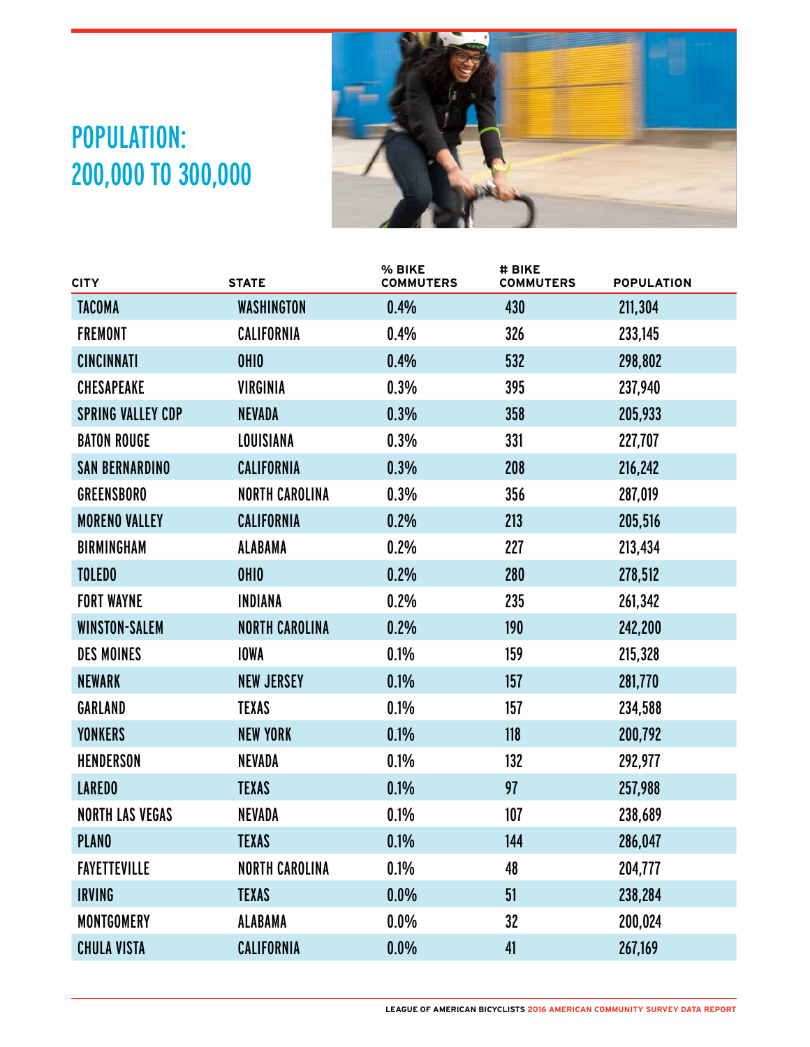# POPULATION: 200,000 TO 300,000

| CITY | STATE | % BIKE COMMUTERS | # BIKE COMMUTERS | POPULATION |
|---|---|---|---|---|
| TACOMA | WASHINGTON | 0.4% | 430 | 211,304 |
| FREMONT | CALIFORNIA | 0.4% | 326 | 233,145 |
| CINCINNATI | OHIO | 0.4% | 532 | 298,802 |
| CHESAPEAKE | VIRGINIA | 0.3% | 395 | 237,940 |
| SPRING VALLEY CDP | NEVADA | 0.3% | 358 | 205,933 |
| BATON ROUGE | LOUISIANA | 0.3% | 331 | 227,707 |
| SAN BERNARDINO | CALIFORNIA | 0.3% | 208 | 216,242 |
| GREENSBORO | NORTH CAROLINA | 0.3% | 356 | 287,019 |
| MORENO VALLEY | CALIFORNIA | 0.2% | 213 | 205,516 |
| BIRMINGHAM | ALABAMA | 0.2% | 227 | 213,434 |
| TOLEDO | OHIO | 0.2% | 280 | 278,512 |
| FORT WAYNE | INDIANA | 0.2% | 235 | 261,342 |
| WINSTON-SALEM | NORTH CAROLINA | 0.2% | 190 | 242,200 |
| DES MOINES | IOWA | 0.1% | 159 | 215,328 |
| NEWARK | NEW JERSEY | 0.1% | 157 | 281,770 |
| GARLAND | TEXAS | 0.1% | 157 | 234,588 |
| YONKERS | NEW YORK | 0.1% | 118 | 200,792 |
| HENDERSON | NEVADA | 0.1% | 132 | 292,977 |
| LAREDO | TEXAS | 0.1% | 97 | 257,988 |
| NORTH LAS VEGAS | NEVADA | 0.1% | 107 | 238,689 |
| PLANO | TEXAS | 0.1% | 144 | 286,047 |
| FAYETTEVILLE | NORTH CAROLINA | 0.1% | 48 | 204,777 |
| IRVING | TEXAS | 0.0% | 51 | 238,284 |
| MONTGOMERY | ALABAMA | 0.0% | 32 | 200,024 |
| CHULA VISTA | CALIFORNIA | 0.0% | 41 | 267,169 |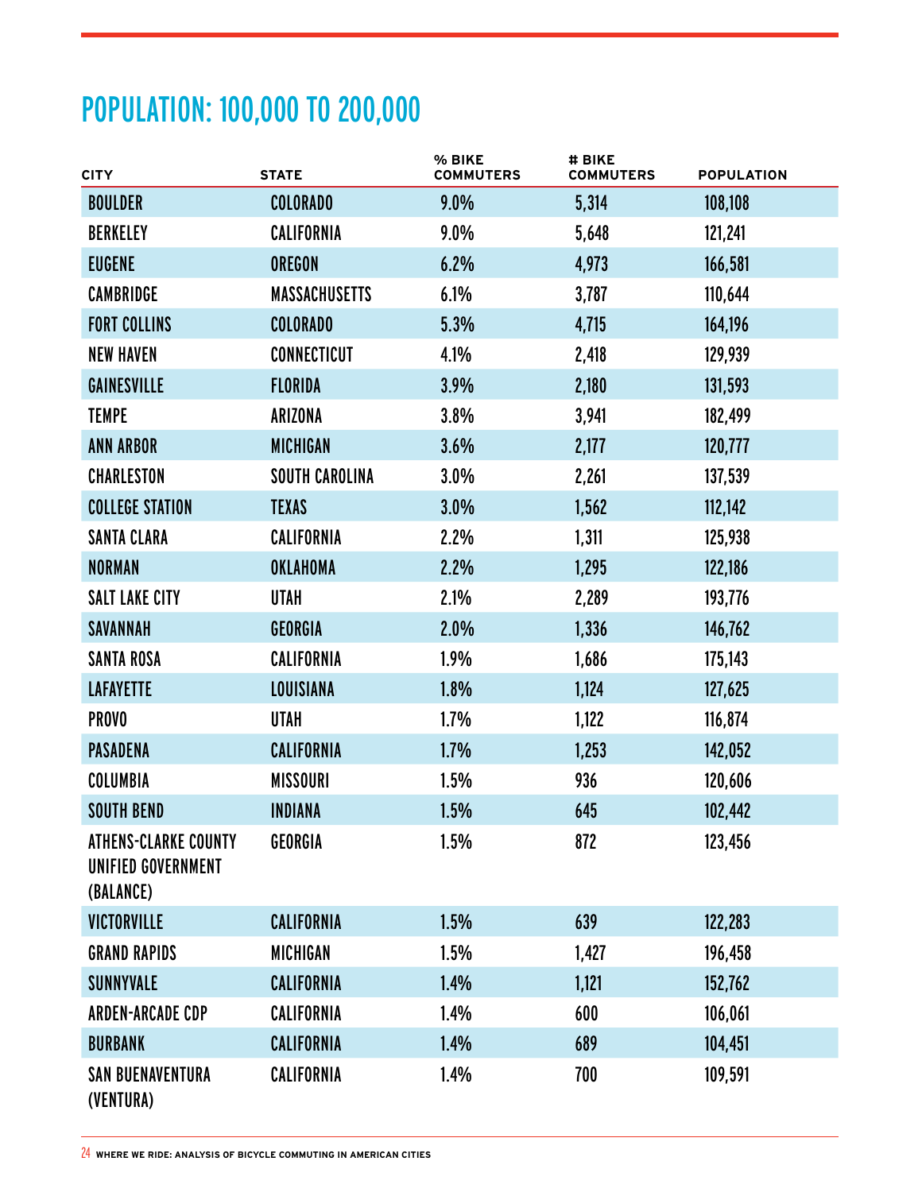# POPULATION: 100,000 TO 200,000

| CITY | STATE | % BIKE COMMUTERS | # BIKE COMMUTERS | POPULATION |
|---|---|---|---|---|
| BOULDER | COLORADO | 9.0% | 5,314 | 108,108 |
| BERKELEY | CALIFORNIA | 9.0% | 5,648 | 121,241 |
| EUGENE | OREGON | 6.2% | 4,973 | 166,581 |
| CAMBRIDGE | MASSACHUSETTS | 6.1% | 3,787 | 110,644 |
| FORT COLLINS | COLORADO | 5.3% | 4,715 | 164,196 |
| NEW HAVEN | CONNECTICUT | 4.1% | 2,418 | 129,939 |
| GAINESVILLE | FLORIDA | 3.9% | 2,180 | 131,593 |
| TEMPE | ARIZONA | 3.8% | 3,941 | 182,499 |
| ANN ARBOR | MICHIGAN | 3.6% | 2,177 | 120,777 |
| CHARLESTON | SOUTH CAROLINA | 3.0% | 2,261 | 137,539 |
| COLLEGE STATION | TEXAS | 3.0% | 1,562 | 112,142 |
| SANTA CLARA | CALIFORNIA | 2.2% | 1,311 | 125,938 |
| NORMAN | OKLAHOMA | 2.2% | 1,295 | 122,186 |
| SALT LAKE CITY | UTAH | 2.1% | 2,289 | 193,776 |
| SAVANNAH | GEORGIA | 2.0% | 1,336 | 146,762 |
| SANTA ROSA | CALIFORNIA | 1.9% | 1,686 | 175,143 |
| LAFAYETTE | LOUISIANA | 1.8% | 1,124 | 127,625 |
| PROVO | UTAH | 1.7% | 1,122 | 116,874 |
| PASADENA | CALIFORNIA | 1.7% | 1,253 | 142,052 |
| COLUMBIA | MISSOURI | 1.5% | 936 | 120,606 |
| SOUTH BEND | INDIANA | 1.5% | 645 | 102,442 |
| ATHENS-CLARKE COUNTY UNIFIED GOVERNMENT (BALANCE) | GEORGIA | 1.5% | 872 | 123,456 |
| VICTORVILLE | CALIFORNIA | 1.5% | 639 | 122,283 |
| GRAND RAPIDS | MICHIGAN | 1.5% | 1,427 | 196,458 |
| SUNNYVALE | CALIFORNIA | 1.4% | 1,121 | 152,762 |
| ARDEN-ARCADE CDP | CALIFORNIA | 1.4% | 600 | 106,061 |
| BURBANK | CALIFORNIA | 1.4% | 689 | 104,451 |
| SAN BUENAVENTURA (VENTURA) | CALIFORNIA | 1.4% | 700 | 109,591 |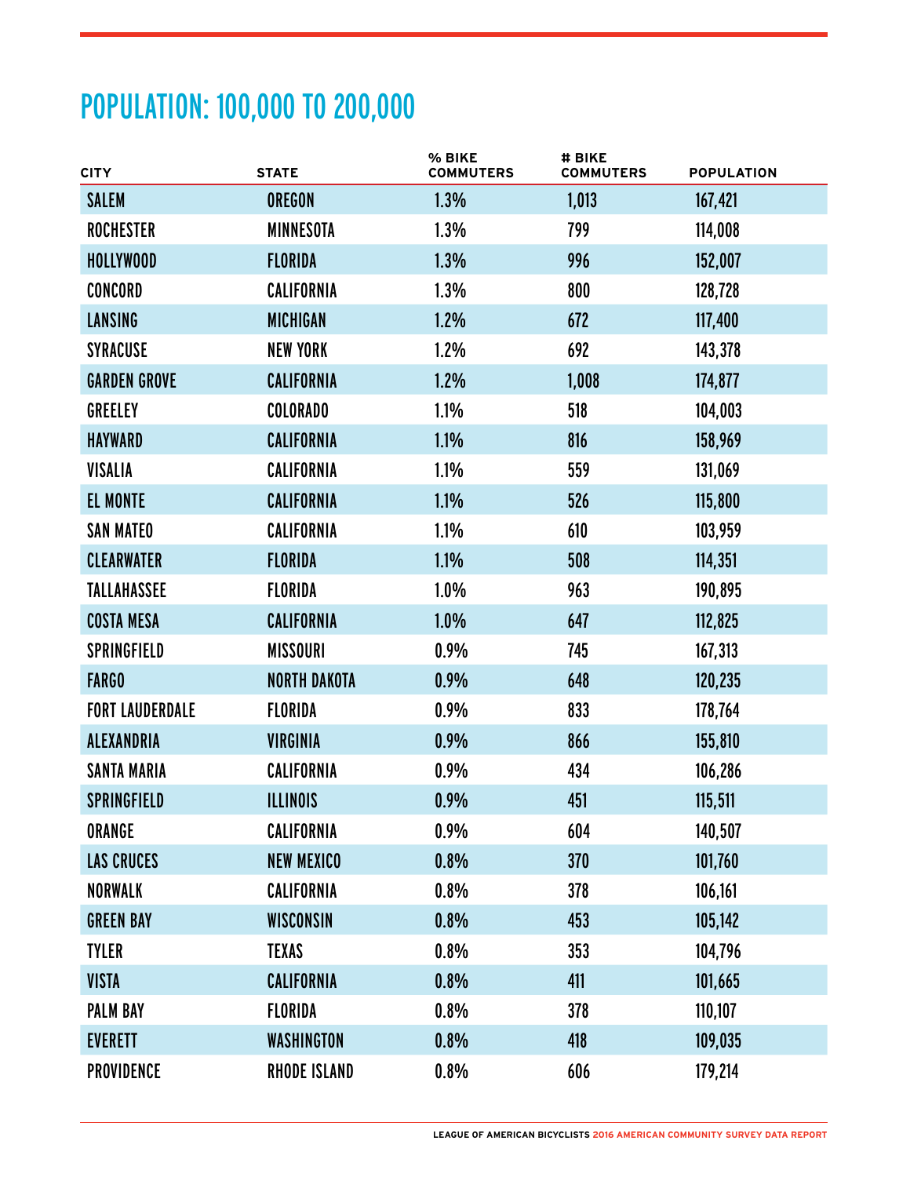# POPULATION: 100,000 TO 200,000

| CITY | STATE | % BIKE COMMUTERS | # BIKE COMMUTERS | POPULATION |
|---|---|---|---|---|
| SALEM | OREGON | 1.3% | 1,013 | 167,421 |
| ROCHESTER | MINNESOTA | 1.3% | 799 | 114,008 |
| HOLLYWOOD | FLORIDA | 1.3% | 996 | 152,007 |
| CONCORD | CALIFORNIA | 1.3% | 800 | 128,728 |
| LANSING | MICHIGAN | 1.2% | 672 | 117,400 |
| SYRACUSE | NEW YORK | 1.2% | 692 | 143,378 |
| GARDEN GROVE | CALIFORNIA | 1.2% | 1,008 | 174,877 |
| GREELEY | COLORADO | 1.1% | 518 | 104,003 |
| HAYWARD | CALIFORNIA | 1.1% | 816 | 158,969 |
| VISALIA | CALIFORNIA | 1.1% | 559 | 131,069 |
| EL MONTE | CALIFORNIA | 1.1% | 526 | 115,800 |
| SAN MATEO | CALIFORNIA | 1.1% | 610 | 103,959 |
| CLEARWATER | FLORIDA | 1.1% | 508 | 114,351 |
| TALLAHASSEE | FLORIDA | 1.0% | 963 | 190,895 |
| COSTA MESA | CALIFORNIA | 1.0% | 647 | 112,825 |
| SPRINGFIELD | MISSOURI | 0.9% | 745 | 167,313 |
| FARGO | NORTH DAKOTA | 0.9% | 648 | 120,235 |
| FORT LAUDERDALE | FLORIDA | 0.9% | 833 | 178,764 |
| ALEXANDRIA | VIRGINIA | 0.9% | 866 | 155,810 |
| SANTA MARIA | CALIFORNIA | 0.9% | 434 | 106,286 |
| SPRINGFIELD | ILLINOIS | 0.9% | 451 | 115,511 |
| ORANGE | CALIFORNIA | 0.9% | 604 | 140,507 |
| LAS CRUCES | NEW MEXICO | 0.8% | 370 | 101,760 |
| NORWALK | CALIFORNIA | 0.8% | 378 | 106,161 |
| GREEN BAY | WISCONSIN | 0.8% | 453 | 105,142 |
| TYLER | TEXAS | 0.8% | 353 | 104,796 |
| VISTA | CALIFORNIA | 0.8% | 411 | 101,665 |
| PALM BAY | FLORIDA | 0.8% | 378 | 110,107 |
| EVERETT | WASHINGTON | 0.8% | 418 | 109,035 |
| PROVIDENCE | RHODE ISLAND | 0.8% | 606 | 179,214 |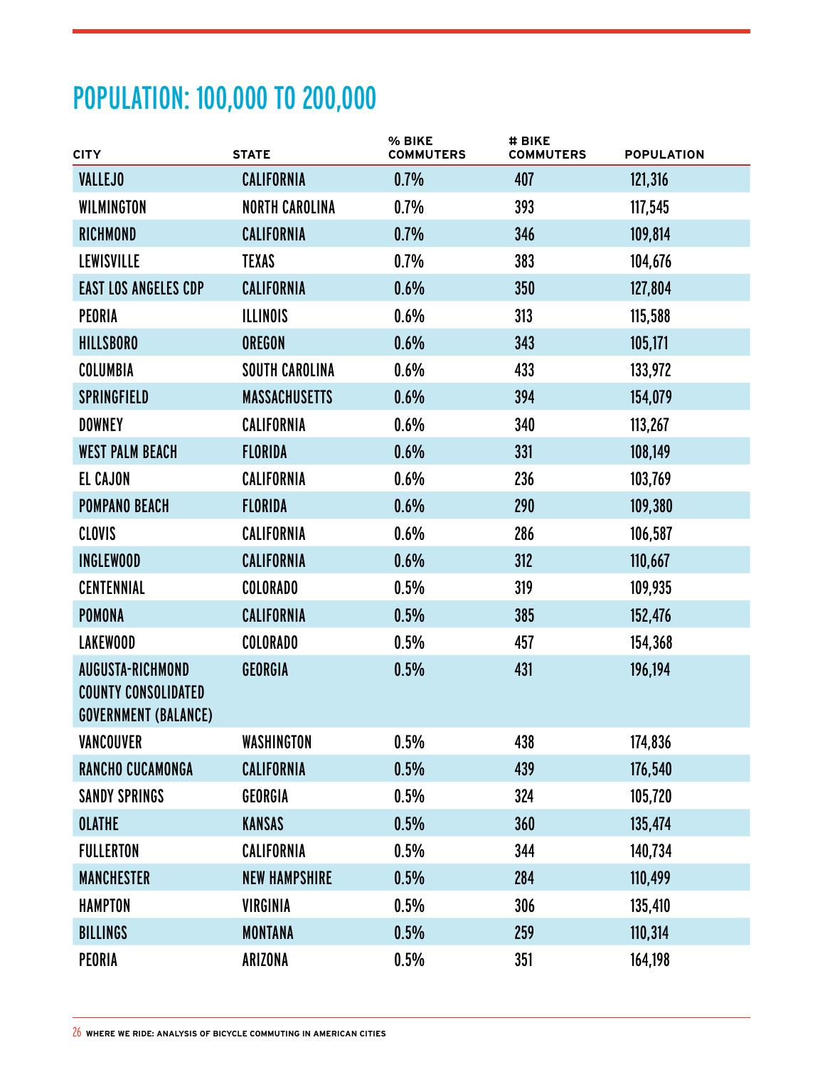## POPULATION: 100,000 TO 200,000

| CITY | STATE | % BIKE COMMUTERS | # BIKE COMMUTERS | POPULATION |
|---|---|---|---|---|
| VALLEJO | CALIFORNIA | 0.7% | 407 | 121,316 |
| WILMINGTON | NORTH CAROLINA | 0.7% | 393 | 117,545 |
| RICHMOND | CALIFORNIA | 0.7% | 346 | 109,814 |
| LEWISVILLE | TEXAS | 0.7% | 383 | 104,676 |
| EAST LOS ANGELES CDP | CALIFORNIA | 0.6% | 350 | 127,804 |
| PEORIA | ILLINOIS | 0.6% | 313 | 115,588 |
| HILLSBORO | OREGON | 0.6% | 343 | 105,171 |
| COLUMBIA | SOUTH CAROLINA | 0.6% | 433 | 133,972 |
| SPRINGFIELD | MASSACHUSETTS | 0.6% | 394 | 154,079 |
| DOWNEY | CALIFORNIA | 0.6% | 340 | 113,267 |
| WEST PALM BEACH | FLORIDA | 0.6% | 331 | 108,149 |
| EL CAJON | CALIFORNIA | 0.6% | 236 | 103,769 |
| POMPANO BEACH | FLORIDA | 0.6% | 290 | 109,380 |
| CLOVIS | CALIFORNIA | 0.6% | 286 | 106,587 |
| INGLEWOOD | CALIFORNIA | 0.6% | 312 | 110,667 |
| CENTENNIAL | COLORADO | 0.5% | 319 | 109,935 |
| POMONA | CALIFORNIA | 0.5% | 385 | 152,476 |
| LAKEWOOD | COLORADO | 0.5% | 457 | 154,368 |
| AUGUSTA-RICHMOND COUNTY CONSOLIDATED GOVERNMENT (BALANCE) | GEORGIA | 0.5% | 431 | 196,194 |
| VANCOUVER | WASHINGTON | 0.5% | 438 | 174,836 |
| RANCHO CUCAMONGA | CALIFORNIA | 0.5% | 439 | 176,540 |
| SANDY SPRINGS | GEORGIA | 0.5% | 324 | 105,720 |
| OLATHE | KANSAS | 0.5% | 360 | 135,474 |
| FULLERTON | CALIFORNIA | 0.5% | 344 | 140,734 |
| MANCHESTER | NEW HAMPSHIRE | 0.5% | 284 | 110,499 |
| HAMPTON | VIRGINIA | 0.5% | 306 | 135,410 |
| BILLINGS | MONTANA | 0.5% | 259 | 110,314 |
| PEORIA | ARIZONA | 0.5% | 351 | 164,198 |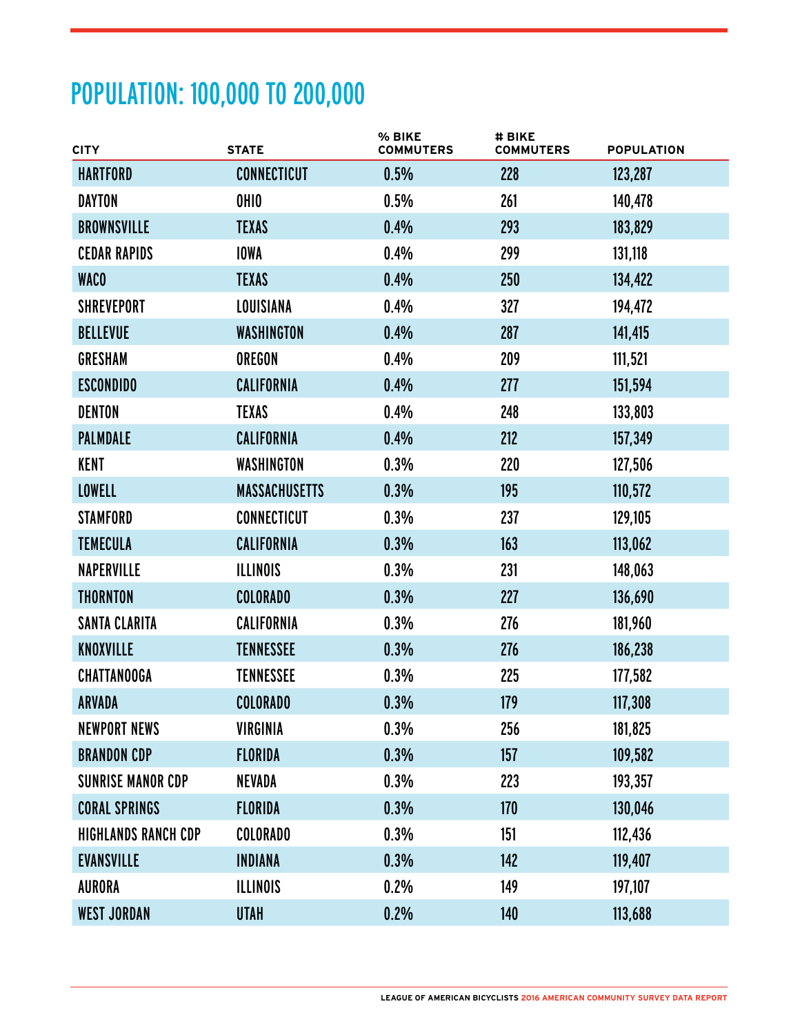# POPULATION: 100,000 TO 200,000

| CITY | STATE | % BIKE COMMUTERS | # BIKE COMMUTERS | POPULATION |
|---|---|---|---|---|
| HARTFORD | CONNECTICUT | 0.5% | 228 | 123,287 |
| DAYTON | OHIO | 0.5% | 261 | 140,478 |
| BROWNSVILLE | TEXAS | 0.4% | 293 | 183,829 |
| CEDAR RAPIDS | IOWA | 0.4% | 299 | 131,118 |
| WACO | TEXAS | 0.4% | 250 | 134,422 |
| SHREVEPORT | LOUISIANA | 0.4% | 327 | 194,472 |
| BELLEVUE | WASHINGTON | 0.4% | 287 | 141,415 |
| GRESHAM | OREGON | 0.4% | 209 | 111,521 |
| ESCONDIDO | CALIFORNIA | 0.4% | 277 | 151,594 |
| DENTON | TEXAS | 0.4% | 248 | 133,803 |
| PALMDALE | CALIFORNIA | 0.4% | 212 | 157,349 |
| KENT | WASHINGTON | 0.3% | 220 | 127,506 |
| LOWELL | MASSACHUSETTS | 0.3% | 195 | 110,572 |
| STAMFORD | CONNECTICUT | 0.3% | 237 | 129,105 |
| TEMECULA | CALIFORNIA | 0.3% | 163 | 113,062 |
| NAPERVILLE | ILLINOIS | 0.3% | 231 | 148,063 |
| THORNTON | COLORADO | 0.3% | 227 | 136,690 |
| SANTA CLARITA | CALIFORNIA | 0.3% | 276 | 181,960 |
| KNOXVILLE | TENNESSEE | 0.3% | 276 | 186,238 |
| CHATTANOOGA | TENNESSEE | 0.3% | 225 | 177,582 |
| ARVADA | COLORADO | 0.3% | 179 | 117,308 |
| NEWPORT NEWS | VIRGINIA | 0.3% | 256 | 181,825 |
| BRANDON CDP | FLORIDA | 0.3% | 157 | 109,582 |
| SUNRISE MANOR CDP | NEVADA | 0.3% | 223 | 193,357 |
| CORAL SPRINGS | FLORIDA | 0.3% | 170 | 130,046 |
| HIGHLANDS RANCH CDP | COLORADO | 0.3% | 151 | 112,436 |
| EVANSVILLE | INDIANA | 0.3% | 142 | 119,407 |
| AURORA | ILLINOIS | 0.2% | 149 | 197,107 |
| WEST JORDAN | UTAH | 0.2% | 140 | 113,688 |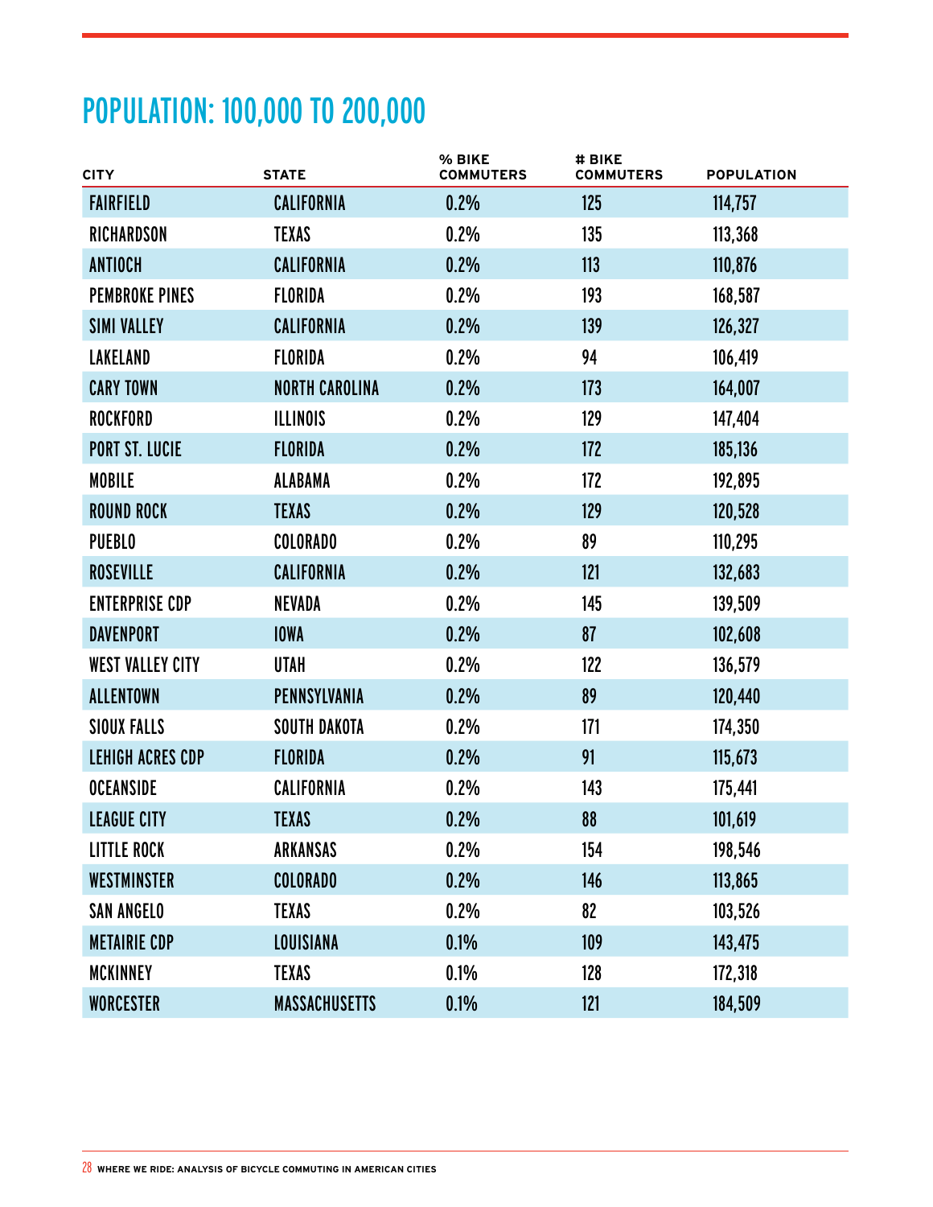## POPULATION: 100,000 TO 200,000

| CITY | STATE | % BIKE COMMUTERS | # BIKE COMMUTERS | POPULATION |
|---|---|---|---|---|
| FAIRFIELD | CALIFORNIA | 0.2% | 125 | 114,757 |
| RICHARDSON | TEXAS | 0.2% | 135 | 113,368 |
| ANTIOCH | CALIFORNIA | 0.2% | 113 | 110,876 |
| PEMBROKE PINES | FLORIDA | 0.2% | 193 | 168,587 |
| SIMI VALLEY | CALIFORNIA | 0.2% | 139 | 126,327 |
| LAKELAND | FLORIDA | 0.2% | 94 | 106,419 |
| CARY TOWN | NORTH CAROLINA | 0.2% | 173 | 164,007 |
| ROCKFORD | ILLINOIS | 0.2% | 129 | 147,404 |
| PORT ST. LUCIE | FLORIDA | 0.2% | 172 | 185,136 |
| MOBILE | ALABAMA | 0.2% | 172 | 192,895 |
| ROUND ROCK | TEXAS | 0.2% | 129 | 120,528 |
| PUEBLO | COLORADO | 0.2% | 89 | 110,295 |
| ROSEVILLE | CALIFORNIA | 0.2% | 121 | 132,683 |
| ENTERPRISE CDP | NEVADA | 0.2% | 145 | 139,509 |
| DAVENPORT | IOWA | 0.2% | 87 | 102,608 |
| WEST VALLEY CITY | UTAH | 0.2% | 122 | 136,579 |
| ALLENTOWN | PENNSYLVANIA | 0.2% | 89 | 120,440 |
| SIOUX FALLS | SOUTH DAKOTA | 0.2% | 171 | 174,350 |
| LEHIGH ACRES CDP | FLORIDA | 0.2% | 91 | 115,673 |
| OCEANSIDE | CALIFORNIA | 0.2% | 143 | 175,441 |
| LEAGUE CITY | TEXAS | 0.2% | 88 | 101,619 |
| LITTLE ROCK | ARKANSAS | 0.2% | 154 | 198,546 |
| WESTMINSTER | COLORADO | 0.2% | 146 | 113,865 |
| SAN ANGELO | TEXAS | 0.2% | 82 | 103,526 |
| METAIRIE CDP | LOUISIANA | 0.1% | 109 | 143,475 |
| MCKINNEY | TEXAS | 0.1% | 128 | 172,318 |
| WORCESTER | MASSACHUSETTS | 0.1% | 121 | 184,509 |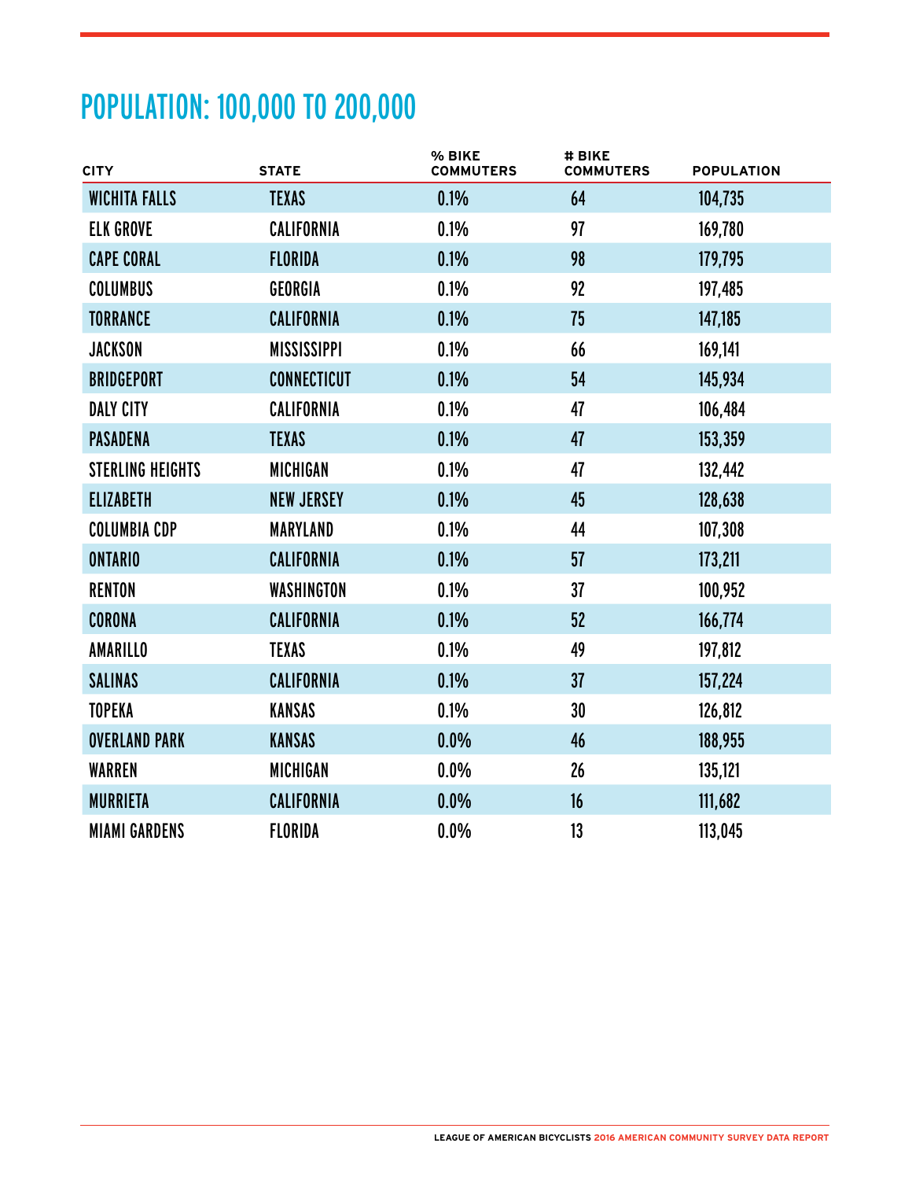# POPULATION: 100,000 TO 200,000

| CITY | STATE | % BIKE COMMUTERS | # BIKE COMMUTERS | POPULATION |
|---|---|---|---|---|
| WICHITA FALLS | TEXAS | 0.1% | 64 | 104,735 |
| ELK GROVE | CALIFORNIA | 0.1% | 97 | 169,780 |
| CAPE CORAL | FLORIDA | 0.1% | 98 | 179,795 |
| COLUMBUS | GEORGIA | 0.1% | 92 | 197,485 |
| TORRANCE | CALIFORNIA | 0.1% | 75 | 147,185 |
| JACKSON | MISSISSIPPI | 0.1% | 66 | 169,141 |
| BRIDGEPORT | CONNECTICUT | 0.1% | 54 | 145,934 |
| DALY CITY | CALIFORNIA | 0.1% | 47 | 106,484 |
| PASADENA | TEXAS | 0.1% | 47 | 153,359 |
| STERLING HEIGHTS | MICHIGAN | 0.1% | 47 | 132,442 |
| ELIZABETH | NEW JERSEY | 0.1% | 45 | 128,638 |
| COLUMBIA CDP | MARYLAND | 0.1% | 44 | 107,308 |
| ONTARIO | CALIFORNIA | 0.1% | 57 | 173,211 |
| RENTON | WASHINGTON | 0.1% | 37 | 100,952 |
| CORONA | CALIFORNIA | 0.1% | 52 | 166,774 |
| AMARILLO | TEXAS | 0.1% | 49 | 197,812 |
| SALINAS | CALIFORNIA | 0.1% | 37 | 157,224 |
| TOPEKA | KANSAS | 0.1% | 30 | 126,812 |
| OVERLAND PARK | KANSAS | 0.0% | 46 | 188,955 |
| WARREN | MICHIGAN | 0.0% | 26 | 135,121 |
| MURRIETA | CALIFORNIA | 0.0% | 16 | 111,682 |
| MIAMI GARDENS | FLORIDA | 0.0% | 13 | 113,045 |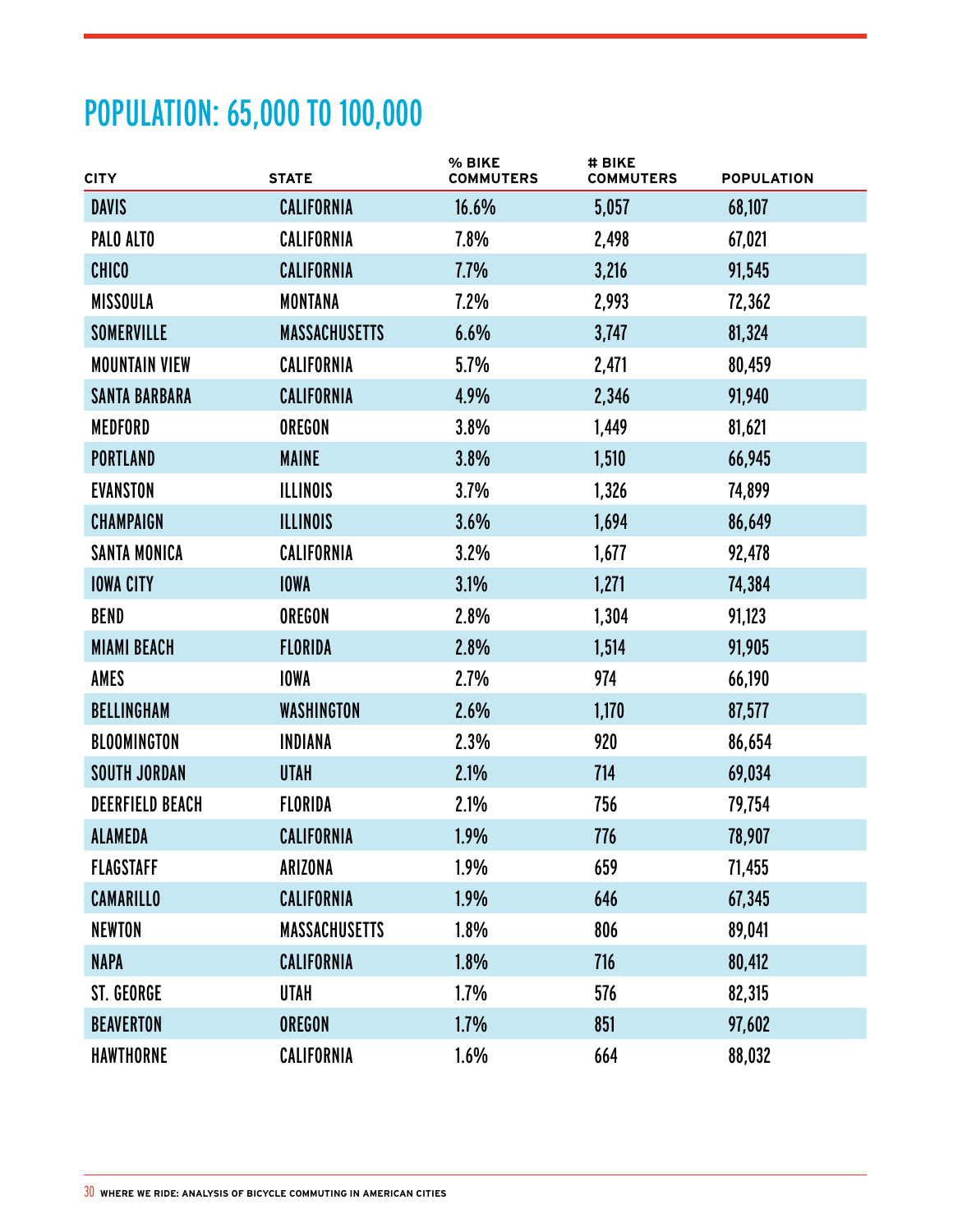## POPULATION: 65,000 TO 100,000

| CITY | STATE | % BIKE COMMUTERS | # BIKE COMMUTERS | POPULATION |
|---|---|---|---|---|
| DAVIS | CALIFORNIA | 16.6% | 5,057 | 68,107 |
| PALO ALTO | CALIFORNIA | 7.8% | 2,498 | 67,021 |
| CHICO | CALIFORNIA | 7.7% | 3,216 | 91,545 |
| MISSOULA | MONTANA | 7.2% | 2,993 | 72,362 |
| SOMERVILLE | MASSACHUSETTS | 6.6% | 3,747 | 81,324 |
| MOUNTAIN VIEW | CALIFORNIA | 5.7% | 2,471 | 80,459 |
| SANTA BARBARA | CALIFORNIA | 4.9% | 2,346 | 91,940 |
| MEDFORD | OREGON | 3.8% | 1,449 | 81,621 |
| PORTLAND | MAINE | 3.8% | 1,510 | 66,945 |
| EVANSTON | ILLINOIS | 3.7% | 1,326 | 74,899 |
| CHAMPAIGN | ILLINOIS | 3.6% | 1,694 | 86,649 |
| SANTA MONICA | CALIFORNIA | 3.2% | 1,677 | 92,478 |
| IOWA CITY | IOWA | 3.1% | 1,271 | 74,384 |
| BEND | OREGON | 2.8% | 1,304 | 91,123 |
| MIAMI BEACH | FLORIDA | 2.8% | 1,514 | 91,905 |
| AMES | IOWA | 2.7% | 974 | 66,190 |
| BELLINGHAM | WASHINGTON | 2.6% | 1,170 | 87,577 |
| BLOOMINGTON | INDIANA | 2.3% | 920 | 86,654 |
| SOUTH JORDAN | UTAH | 2.1% | 714 | 69,034 |
| DEERFIELD BEACH | FLORIDA | 2.1% | 756 | 79,754 |
| ALAMEDA | CALIFORNIA | 1.9% | 776 | 78,907 |
| FLAGSTAFF | ARIZONA | 1.9% | 659 | 71,455 |
| CAMARILLO | CALIFORNIA | 1.9% | 646 | 67,345 |
| NEWTON | MASSACHUSETTS | 1.8% | 806 | 89,041 |
| NAPA | CALIFORNIA | 1.8% | 716 | 80,412 |
| ST. GEORGE | UTAH | 1.7% | 576 | 82,315 |
| BEAVERTON | OREGON | 1.7% | 851 | 97,602 |
| HAWTHORNE | CALIFORNIA | 1.6% | 664 | 88,032 |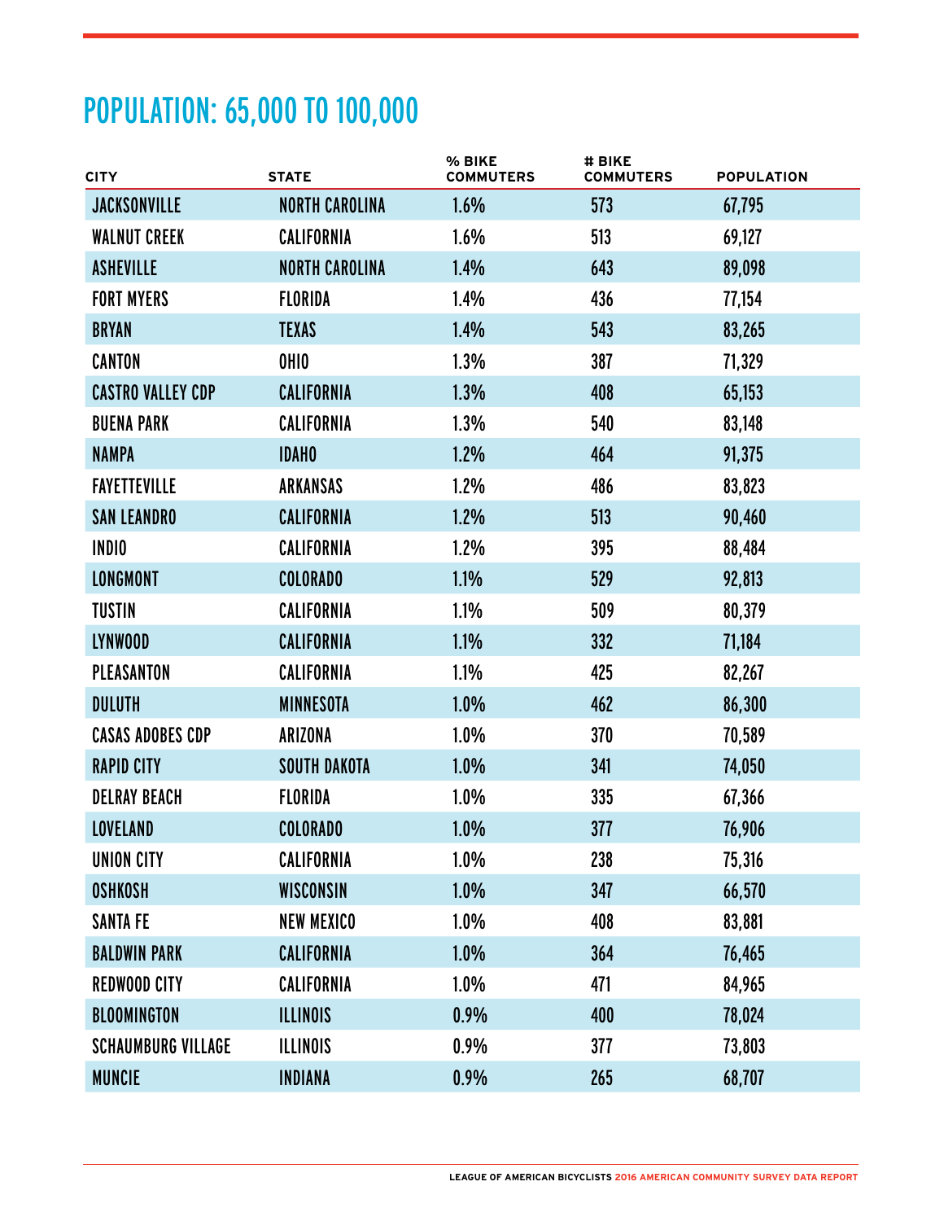## POPULATION: 65,000 TO 100,000

| CITY | STATE | % BIKE COMMUTERS | # BIKE COMMUTERS | POPULATION |
|---|---|---|---|---|
| JACKSONVILLE | NORTH CAROLINA | 1.6% | 573 | 67,795 |
| WALNUT CREEK | CALIFORNIA | 1.6% | 513 | 69,127 |
| ASHEVILLE | NORTH CAROLINA | 1.4% | 643 | 89,098 |
| FORT MYERS | FLORIDA | 1.4% | 436 | 77,154 |
| BRYAN | TEXAS | 1.4% | 543 | 83,265 |
| CANTON | OHIO | 1.3% | 387 | 71,329 |
| CASTRO VALLEY CDP | CALIFORNIA | 1.3% | 408 | 65,153 |
| BUENA PARK | CALIFORNIA | 1.3% | 540 | 83,148 |
| NAMPA | IDAHO | 1.2% | 464 | 91,375 |
| FAYETTEVILLE | ARKANSAS | 1.2% | 486 | 83,823 |
| SAN LEANDRO | CALIFORNIA | 1.2% | 513 | 90,460 |
| INDIO | CALIFORNIA | 1.2% | 395 | 88,484 |
| LONGMONT | COLORADO | 1.1% | 529 | 92,813 |
| TUSTIN | CALIFORNIA | 1.1% | 509 | 80,379 |
| LYNWOOD | CALIFORNIA | 1.1% | 332 | 71,184 |
| PLEASANTON | CALIFORNIA | 1.1% | 425 | 82,267 |
| DULUTH | MINNESOTA | 1.0% | 462 | 86,300 |
| CASAS ADOBES CDP | ARIZONA | 1.0% | 370 | 70,589 |
| RAPID CITY | SOUTH DAKOTA | 1.0% | 341 | 74,050 |
| DELRAY BEACH | FLORIDA | 1.0% | 335 | 67,366 |
| LOVELAND | COLORADO | 1.0% | 377 | 76,906 |
| UNION CITY | CALIFORNIA | 1.0% | 238 | 75,316 |
| OSHKOSH | WISCONSIN | 1.0% | 347 | 66,570 |
| SANTA FE | NEW MEXICO | 1.0% | 408 | 83,881 |
| BALDWIN PARK | CALIFORNIA | 1.0% | 364 | 76,465 |
| REDWOOD CITY | CALIFORNIA | 1.0% | 471 | 84,965 |
| BLOOMINGTON | ILLINOIS | 0.9% | 400 | 78,024 |
| SCHAUMBURG VILLAGE | ILLINOIS | 0.9% | 377 | 73,803 |
| MUNCIE | INDIANA | 0.9% | 265 | 68,707 |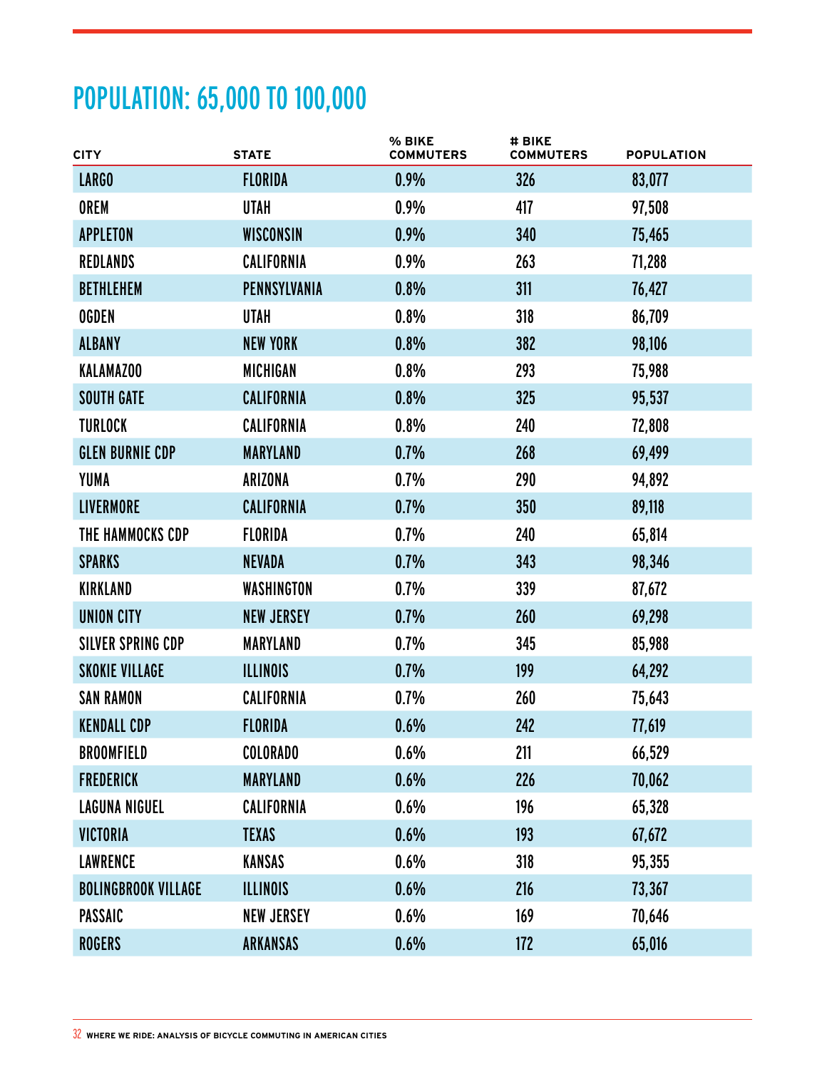## POPULATION: 65,000 TO 100,000

| CITY | STATE | % BIKE COMMUTERS | # BIKE COMMUTERS | POPULATION |
|---|---|---|---|---|
| LARGO | FLORIDA | 0.9% | 326 | 83,077 |
| OREM | UTAH | 0.9% | 417 | 97,508 |
| APPLETON | WISCONSIN | 0.9% | 340 | 75,465 |
| REDLANDS | CALIFORNIA | 0.9% | 263 | 71,288 |
| BETHLEHEM | PENNSYLVANIA | 0.8% | 311 | 76,427 |
| OGDEN | UTAH | 0.8% | 318 | 86,709 |
| ALBANY | NEW YORK | 0.8% | 382 | 98,106 |
| KALAMAZOO | MICHIGAN | 0.8% | 293 | 75,988 |
| SOUTH GATE | CALIFORNIA | 0.8% | 325 | 95,537 |
| TURLOCK | CALIFORNIA | 0.8% | 240 | 72,808 |
| GLEN BURNIE CDP | MARYLAND | 0.7% | 268 | 69,499 |
| YUMA | ARIZONA | 0.7% | 290 | 94,892 |
| LIVERMORE | CALIFORNIA | 0.7% | 350 | 89,118 |
| THE HAMMOCKS CDP | FLORIDA | 0.7% | 240 | 65,814 |
| SPARKS | NEVADA | 0.7% | 343 | 98,346 |
| KIRKLAND | WASHINGTON | 0.7% | 339 | 87,672 |
| UNION CITY | NEW JERSEY | 0.7% | 260 | 69,298 |
| SILVER SPRING CDP | MARYLAND | 0.7% | 345 | 85,988 |
| SKOKIE VILLAGE | ILLINOIS | 0.7% | 199 | 64,292 |
| SAN RAMON | CALIFORNIA | 0.7% | 260 | 75,643 |
| KENDALL CDP | FLORIDA | 0.6% | 242 | 77,619 |
| BROOMFIELD | COLORADO | 0.6% | 211 | 66,529 |
| FREDERICK | MARYLAND | 0.6% | 226 | 70,062 |
| LAGUNA NIGUEL | CALIFORNIA | 0.6% | 196 | 65,328 |
| VICTORIA | TEXAS | 0.6% | 193 | 67,672 |
| LAWRENCE | KANSAS | 0.6% | 318 | 95,355 |
| BOLINGBROOK VILLAGE | ILLINOIS | 0.6% | 216 | 73,367 |
| PASSAIC | NEW JERSEY | 0.6% | 169 | 70,646 |
| ROGERS | ARKANSAS | 0.6% | 172 | 65,016 |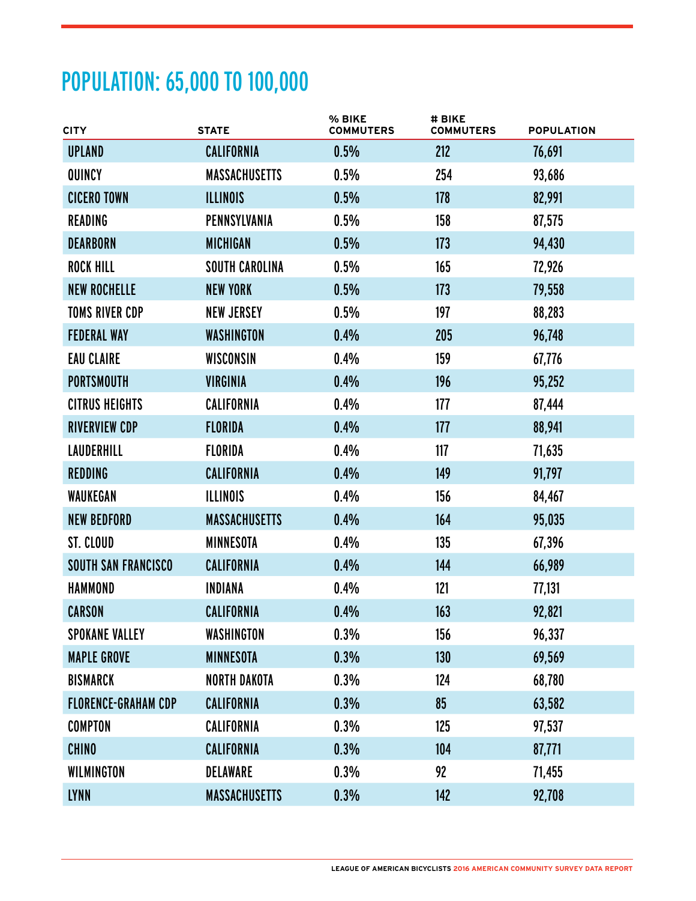## POPULATION: 65,000 TO 100,000

| CITY | STATE | % BIKE COMMUTERS | # BIKE COMMUTERS | POPULATION |
|---|---|---|---|---|
| UPLAND | CALIFORNIA | 0.5% | 212 | 76,691 |
| QUINCY | MASSACHUSETTS | 0.5% | 254 | 93,686 |
| CICERO TOWN | ILLINOIS | 0.5% | 178 | 82,991 |
| READING | PENNSYLVANIA | 0.5% | 158 | 87,575 |
| DEARBORN | MICHIGAN | 0.5% | 173 | 94,430 |
| ROCK HILL | SOUTH CAROLINA | 0.5% | 165 | 72,926 |
| NEW ROCHELLE | NEW YORK | 0.5% | 173 | 79,558 |
| TOMS RIVER CDP | NEW JERSEY | 0.5% | 197 | 88,283 |
| FEDERAL WAY | WASHINGTON | 0.4% | 205 | 96,748 |
| EAU CLAIRE | WISCONSIN | 0.4% | 159 | 67,776 |
| PORTSMOUTH | VIRGINIA | 0.4% | 196 | 95,252 |
| CITRUS HEIGHTS | CALIFORNIA | 0.4% | 177 | 87,444 |
| RIVERVIEW CDP | FLORIDA | 0.4% | 177 | 88,941 |
| LAUDERHILL | FLORIDA | 0.4% | 117 | 71,635 |
| REDDING | CALIFORNIA | 0.4% | 149 | 91,797 |
| WAUKEGAN | ILLINOIS | 0.4% | 156 | 84,467 |
| NEW BEDFORD | MASSACHUSETTS | 0.4% | 164 | 95,035 |
| ST. CLOUD | MINNESOTA | 0.4% | 135 | 67,396 |
| SOUTH SAN FRANCISCO | CALIFORNIA | 0.4% | 144 | 66,989 |
| HAMMOND | INDIANA | 0.4% | 121 | 77,131 |
| CARSON | CALIFORNIA | 0.4% | 163 | 92,821 |
| SPOKANE VALLEY | WASHINGTON | 0.3% | 156 | 96,337 |
| MAPLE GROVE | MINNESOTA | 0.3% | 130 | 69,569 |
| BISMARCK | NORTH DAKOTA | 0.3% | 124 | 68,780 |
| FLORENCE-GRAHAM CDP | CALIFORNIA | 0.3% | 85 | 63,582 |
| COMPTON | CALIFORNIA | 0.3% | 125 | 97,537 |
| CHINO | CALIFORNIA | 0.3% | 104 | 87,771 |
| WILMINGTON | DELAWARE | 0.3% | 92 | 71,455 |
| LYNN | MASSACHUSETTS | 0.3% | 142 | 92,708 |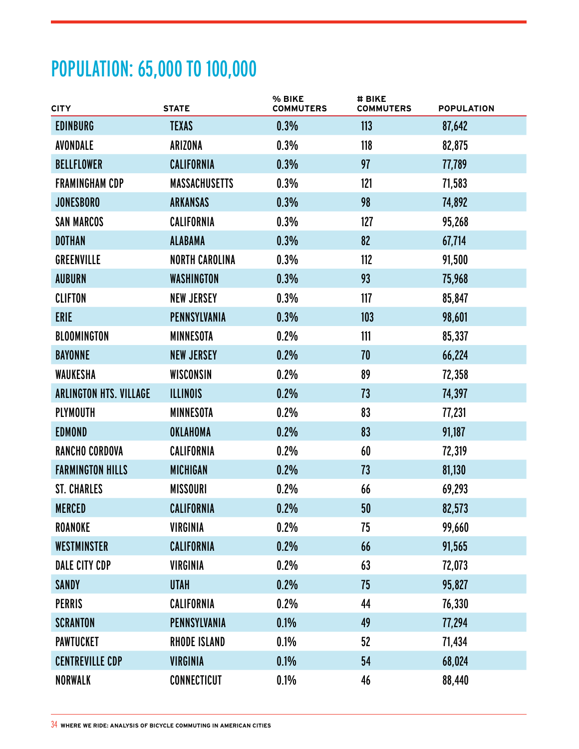## POPULATION: 65,000 TO 100,000

| CITY | STATE | % BIKE COMMUTERS | # BIKE COMMUTERS | POPULATION |
|---|---|---|---|---|
| EDINBURG | TEXAS | 0.3% | 113 | 87,642 |
| AVONDALE | ARIZONA | 0.3% | 118 | 82,875 |
| BELLFLOWER | CALIFORNIA | 0.3% | 97 | 77,789 |
| FRAMINGHAM CDP | MASSACHUSETTS | 0.3% | 121 | 71,583 |
| JONESBORO | ARKANSAS | 0.3% | 98 | 74,892 |
| SAN MARCOS | CALIFORNIA | 0.3% | 127 | 95,268 |
| DOTHAN | ALABAMA | 0.3% | 82 | 67,714 |
| GREENVILLE | NORTH CAROLINA | 0.3% | 112 | 91,500 |
| AUBURN | WASHINGTON | 0.3% | 93 | 75,968 |
| CLIFTON | NEW JERSEY | 0.3% | 117 | 85,847 |
| ERIE | PENNSYLVANIA | 0.3% | 103 | 98,601 |
| BLOOMINGTON | MINNESOTA | 0.2% | 111 | 85,337 |
| BAYONNE | NEW JERSEY | 0.2% | 70 | 66,224 |
| WAUKESHA | WISCONSIN | 0.2% | 89 | 72,358 |
| ARLINGTON HTS. VILLAGE | ILLINOIS | 0.2% | 73 | 74,397 |
| PLYMOUTH | MINNESOTA | 0.2% | 83 | 77,231 |
| EDMOND | OKLAHOMA | 0.2% | 83 | 91,187 |
| RANCHO CORDOVA | CALIFORNIA | 0.2% | 60 | 72,319 |
| FARMINGTON HILLS | MICHIGAN | 0.2% | 73 | 81,130 |
| ST. CHARLES | MISSOURI | 0.2% | 66 | 69,293 |
| MERCED | CALIFORNIA | 0.2% | 50 | 82,573 |
| ROANOKE | VIRGINIA | 0.2% | 75 | 99,660 |
| WESTMINSTER | CALIFORNIA | 0.2% | 66 | 91,565 |
| DALE CITY CDP | VIRGINIA | 0.2% | 63 | 72,073 |
| SANDY | UTAH | 0.2% | 75 | 95,827 |
| PERRIS | CALIFORNIA | 0.2% | 44 | 76,330 |
| SCRANTON | PENNSYLVANIA | 0.1% | 49 | 77,294 |
| PAWTUCKET | RHODE ISLAND | 0.1% | 52 | 71,434 |
| CENTREVILLE CDP | VIRGINIA | 0.1% | 54 | 68,024 |
| NORWALK | CONNECTICUT | 0.1% | 46 | 88,440 |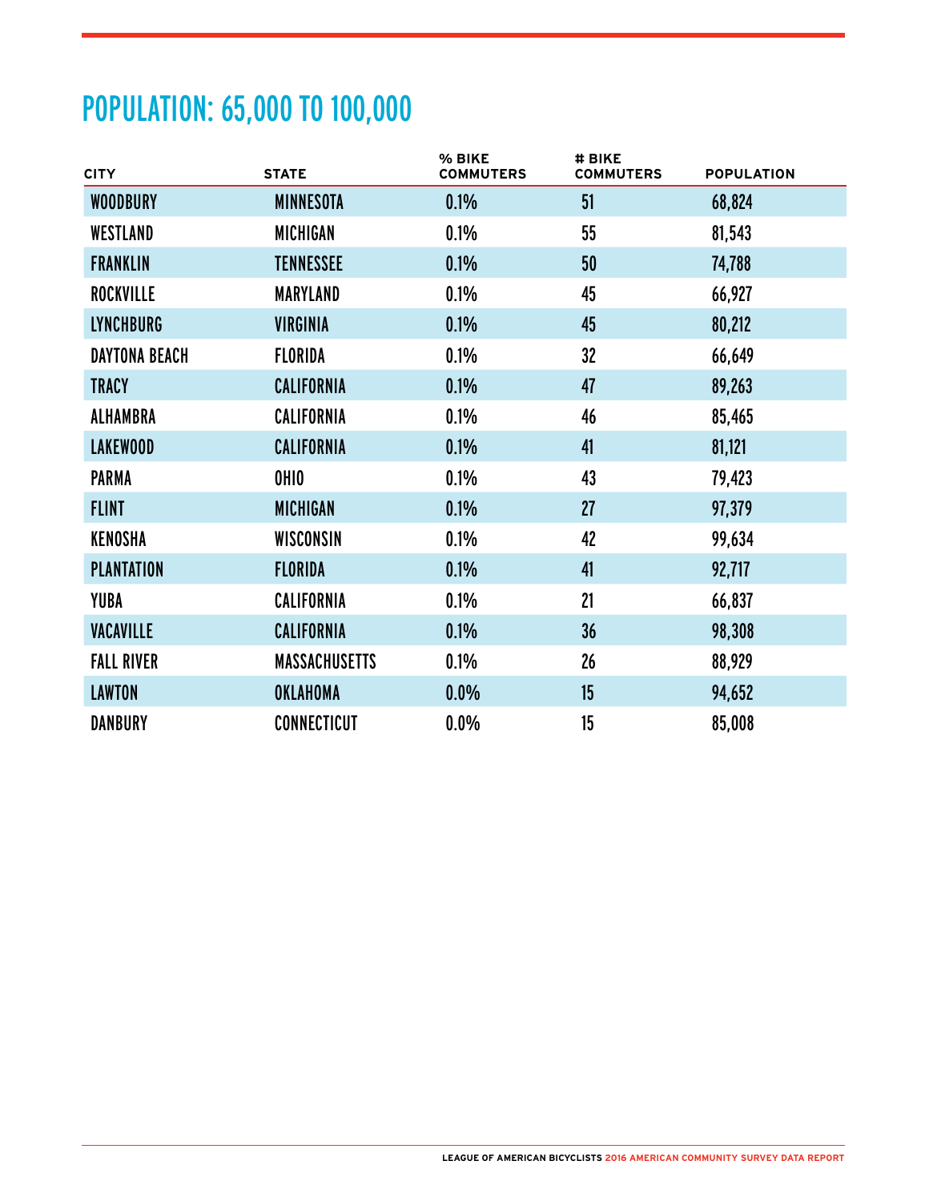# POPULATION: 65,000 TO 100,000

| CITY | STATE | % BIKE COMMUTERS | # BIKE COMMUTERS | POPULATION |
|---|---|---|---|---|
| WOODBURY | MINNESOTA | 0.1% | 51 | 68,824 |
| WESTLAND | MICHIGAN | 0.1% | 55 | 81,543 |
| FRANKLIN | TENNESSEE | 0.1% | 50 | 74,788 |
| ROCKVILLE | MARYLAND | 0.1% | 45 | 66,927 |
| LYNCHBURG | VIRGINIA | 0.1% | 45 | 80,212 |
| DAYTONA BEACH | FLORIDA | 0.1% | 32 | 66,649 |
| TRACY | CALIFORNIA | 0.1% | 47 | 89,263 |
| ALHAMBRA | CALIFORNIA | 0.1% | 46 | 85,465 |
| LAKEWOOD | CALIFORNIA | 0.1% | 41 | 81,121 |
| PARMA | OHIO | 0.1% | 43 | 79,423 |
| FLINT | MICHIGAN | 0.1% | 27 | 97,379 |
| KENOSHA | WISCONSIN | 0.1% | 42 | 99,634 |
| PLANTATION | FLORIDA | 0.1% | 41 | 92,717 |
| YUBA | CALIFORNIA | 0.1% | 21 | 66,837 |
| VACAVILLE | CALIFORNIA | 0.1% | 36 | 98,308 |
| FALL RIVER | MASSACHUSETTS | 0.1% | 26 | 88,929 |
| LAWTON | OKLAHOMA | 0.0% | 15 | 94,652 |
| DANBURY | CONNECTICUT | 0.0% | 15 | 85,008 |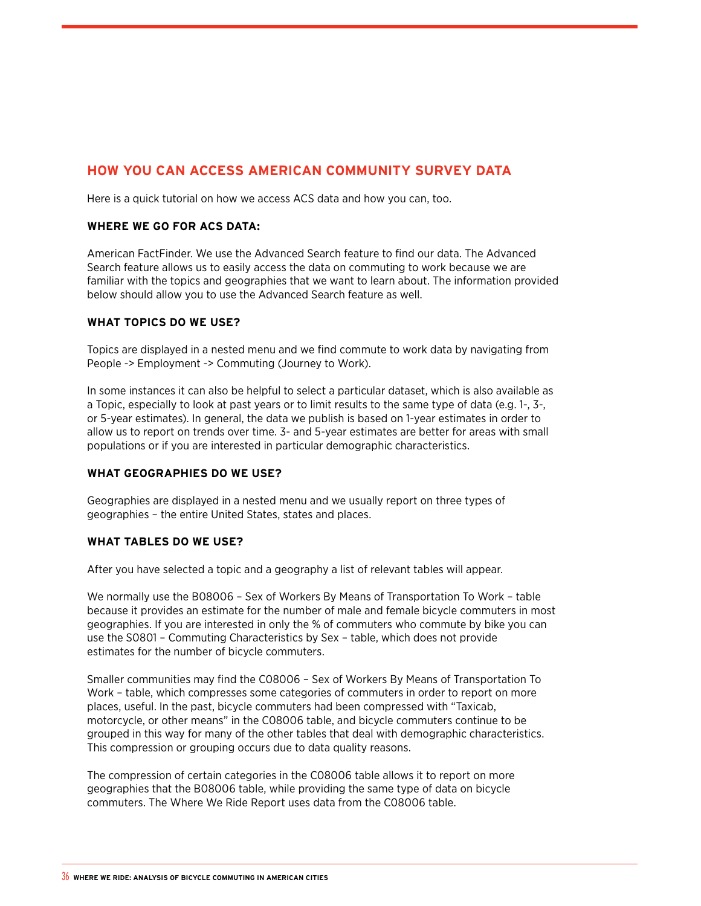## HOW YOU CAN ACCESS AMERICAN COMMUNITY SURVEY DATA

Here is a quick tutorial on how we access ACS data and how you can, too.

### WHERE WE GO FOR ACS DATA:

American FactFinder. We use the Advanced Search feature to find our data. The Advanced Search feature allows us to easily access the data on commuting to work because we are familiar with the topics and geographies that we want to learn about. The information provided below should allow you to use the Advanced Search feature as well.

### WHAT TOPICS DO WE USE?

Topics are displayed in a nested menu and we find commute to work data by navigating from People -> Employment -> Commuting (Journey to Work).

In some instances it can also be helpful to select a particular dataset, which is also available as a Topic, especially to look at past years or to limit results to the same type of data (e.g. 1-, 3-, or 5-year estimates). In general, the data we publish is based on 1-year estimates in order to allow us to report on trends over time. 3- and 5-year estimates are better for areas with small populations or if you are interested in particular demographic characteristics.

### WHAT GEOGRAPHIES DO WE USE?

Geographies are displayed in a nested menu and we usually report on three types of geographies – the entire United States, states and places.

### WHAT TABLES DO WE USE?

After you have selected a topic and a geography a list of relevant tables will appear.

We normally use the B08006 – Sex of Workers By Means of Transportation To Work – table because it provides an estimate for the number of male and female bicycle commuters in most geographies. If you are interested in only the % of commuters who commute by bike you can use the S0801 – Commuting Characteristics by Sex – table, which does not provide estimates for the number of bicycle commuters.

Smaller communities may find the C08006 – Sex of Workers By Means of Transportation To Work – table, which compresses some categories of commuters in order to report on more places, useful. In the past, bicycle commuters had been compressed with "Taxicab, motorcycle, or other means" in the C08006 table, and bicycle commuters continue to be grouped in this way for many of the other tables that deal with demographic characteristics. This compression or grouping occurs due to data quality reasons.

The compression of certain categories in the C08006 table allows it to report on more geographies that the B08006 table, while providing the same type of data on bicycle commuters. The Where We Ride Report uses data from the C08006 table.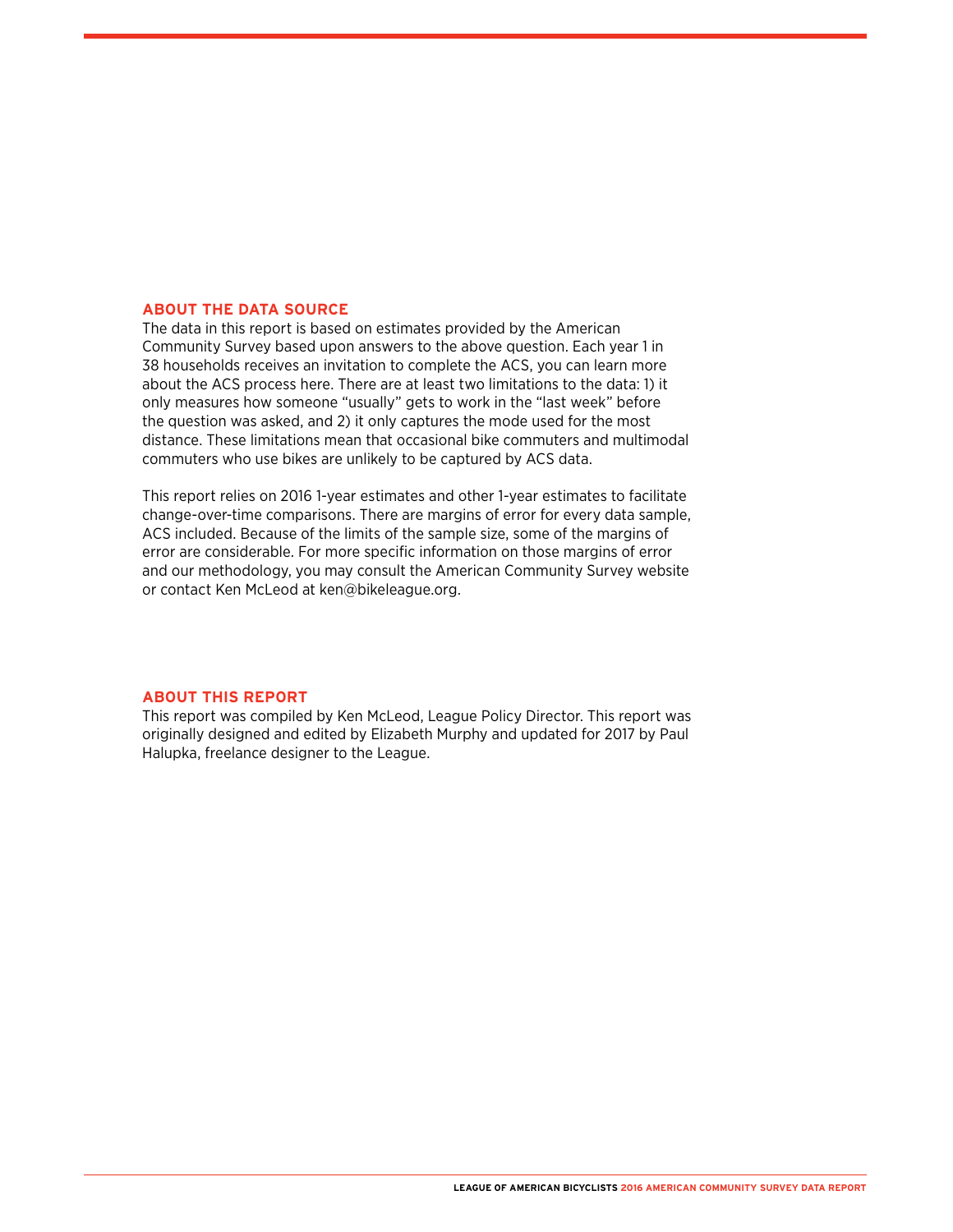## ABOUT THE DATA SOURCE

The data in this report is based on estimates provided by the American Community Survey based upon answers to the above question. Each year 1 in 38 households receives an invitation to complete the ACS, you can learn more about the ACS process here. There are at least two limitations to the data: 1) it only measures how someone "usually" gets to work in the "last week" before the question was asked, and 2) it only captures the mode used for the most distance. These limitations mean that occasional bike commuters and multimodal commuters who use bikes are unlikely to be captured by ACS data.

This report relies on 2016 1-year estimates and other 1-year estimates to facilitate change-over-time comparisons. There are margins of error for every data sample, ACS included. Because of the limits of the sample size, some of the margins of error are considerable. For more specific information on those margins of error and our methodology, you may consult the American Community Survey website or contact Ken McLeod at ken@bikeleague.org.

## ABOUT THIS REPORT

This report was compiled by Ken McLeod, League Policy Director. This report was originally designed and edited by Elizabeth Murphy and updated for 2017 by Paul Halupka, freelance designer to the League.